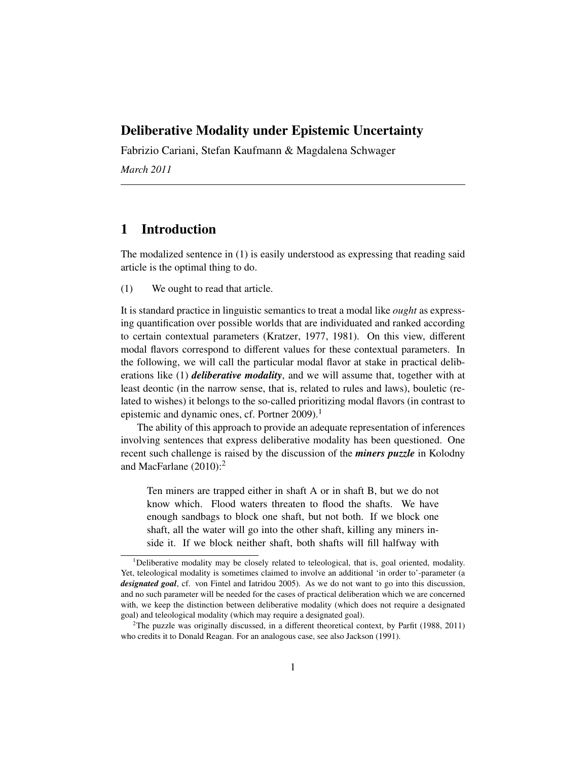# Deliberative Modality under Epistemic Uncertainty

Fabrizio Cariani, Stefan Kaufmann & Magdalena Schwager

*March 2011*

---

## 1 Introduction

The modalized sentence in (1) is easily understood as expressing that reading said article is the optimal thing to do.

(1) We ought to read that article.

It is standard practice in linguistic semantics to treat a modal like *ought* as expressing quantification over possible worlds that are individuated and ranked according to certain contextual parameters (Kratzer, 1977, 1981). On this view, different modal flavors correspond to different values for these contextual parameters. In the following, we will call the particular modal flavor at stake in practical deliberations like (1) ***deliberative modality***, and we will assume that, together with at least deontic (in the narrow sense, that is, related to rules and laws), bouletic (related to wishes) it belongs to the so-called prioritizing modal flavors (in contrast to epistemic and dynamic ones, cf. Portner 2009).[1]

The ability of this approach to provide an adequate representation of inferences involving sentences that express deliberative modality has been questioned. One recent such challenge is raised by the discussion of the ***miners puzzle*** in Kolodny and MacFarlane (2010):[2]

> Ten miners are trapped either in shaft A or in shaft B, but we do not know which. Flood waters threaten to flood the shafts. We have enough sandbags to block one shaft, but not both. If we block one shaft, all the water will go into the other shaft, killing any miners inside it. If we block neither shaft, both shafts will fill halfway with

[1] Deliberative modality may be closely related to teleological, that is, goal oriented, modality. Yet, teleological modality is sometimes claimed to involve an additional 'in order to'-parameter (a ***designated goal***, cf. von Fintel and Iatridou 2005). As we do not want to go into this discussion, and no such parameter will be needed for the cases of practical deliberation which we are concerned with, we keep the distinction between deliberative modality (which does not require a designated goal) and teleological modality (which may require a designated goal).

[2] The puzzle was originally discussed, in a different theoretical context, by Parfit (1988, 2011) who credits it to Donald Reagan. For an analogous case, see also Jackson (1991).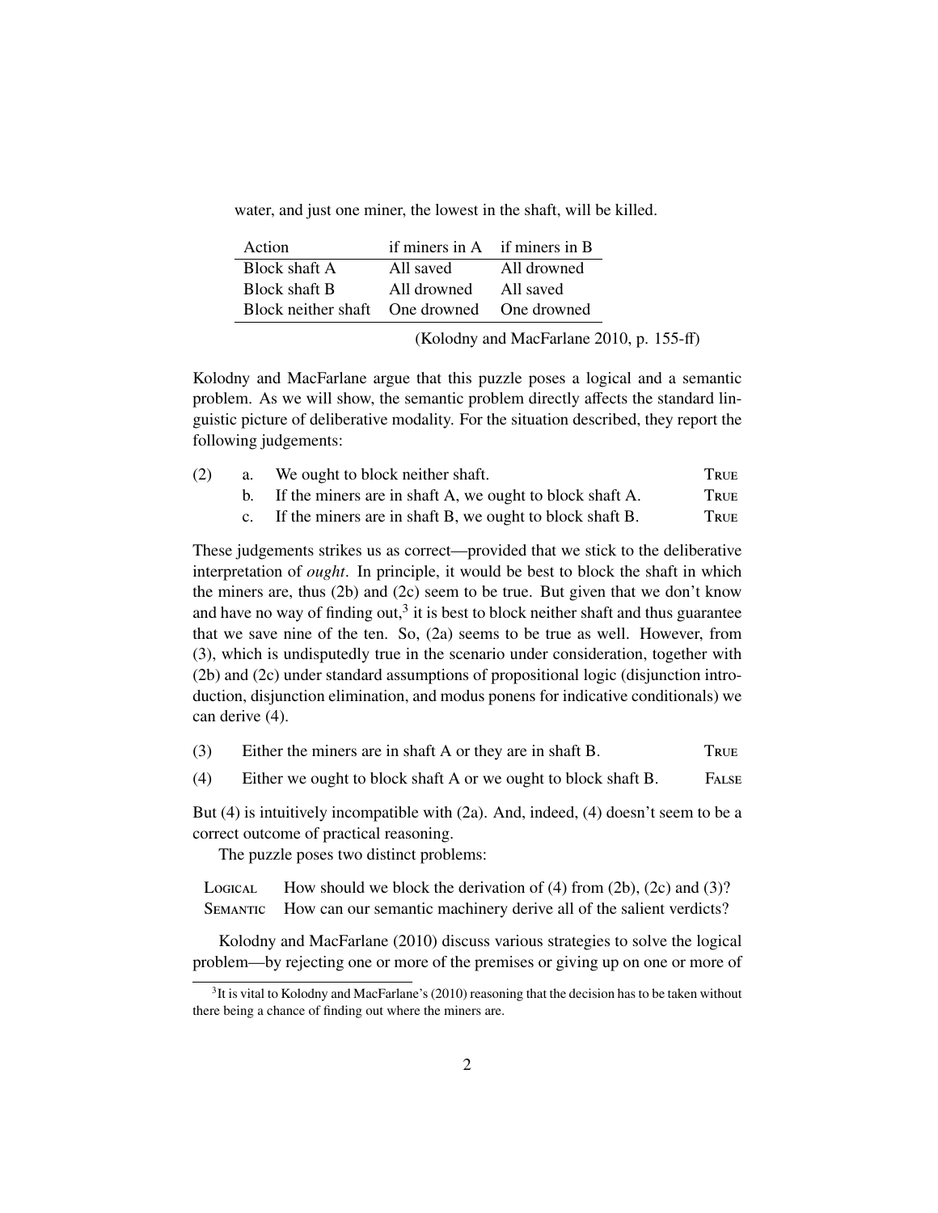water, and just one miner, the lowest in the shaft, will be killed.

| Action | if miners in A | if miners in B |
|---|---|---|
| Block shaft A | All saved | All drowned |
| Block shaft B | All drowned | All saved |
| Block neither shaft | One drowned | One drowned |

(Kolodny and MacFarlane 2010, p. 155-ff)

Kolodny and MacFarlane argue that this puzzle poses a logical and a semantic problem. As we will show, the semantic problem directly affects the standard linguistic picture of deliberative modality. For the situation described, they report the following judgements:

(2) a. We ought to block neither shaft. TRUE
 b. If the miners are in shaft A, we ought to block shaft A. TRUE
 c. If the miners are in shaft B, we ought to block shaft B. TRUE

These judgements strikes us as correct—provided that we stick to the deliberative interpretation of *ought*. In principle, it would be best to block the shaft in which the miners are, thus (2b) and (2c) seem to be true. But given that we don't know and have no way of finding out,[3] it is best to block neither shaft and thus guarantee that we save nine of the ten. So, (2a) seems to be true as well. However, from (3), which is undisputedly true in the scenario under consideration, together with (2b) and (2c) under standard assumptions of propositional logic (disjunction introduction, disjunction elimination, and modus ponens for indicative conditionals) we can derive (4).

(3) Either the miners are in shaft A or they are in shaft B. TRUE

(4) Either we ought to block shaft A or we ought to block shaft B. FALSE

But (4) is intuitively incompatible with (2a). And, indeed, (4) doesn't seem to be a correct outcome of practical reasoning.

The puzzle poses two distinct problems:

LOGICAL How should we block the derivation of (4) from (2b), (2c) and (3)?
SEMANTIC How can our semantic machinery derive all of the salient verdicts?

Kolodny and MacFarlane (2010) discuss various strategies to solve the logical problem—by rejecting one or more of the premises or giving up on one or more of

[3] It is vital to Kolodny and MacFarlane's (2010) reasoning that the decision has to be taken without there being a chance of finding out where the miners are.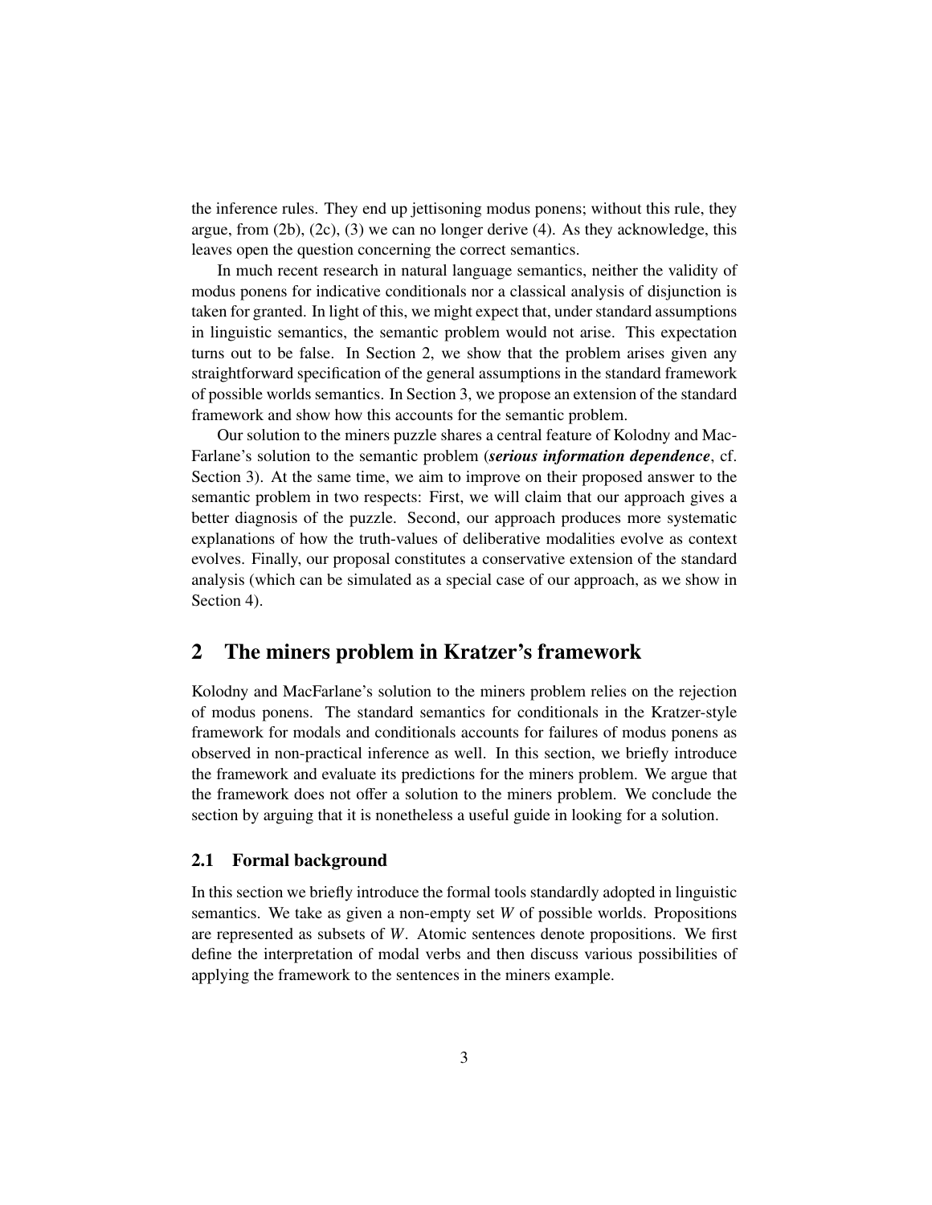the inference rules. They end up jettisoning modus ponens; without this rule, they argue, from (2b), (2c), (3) we can no longer derive (4). As they acknowledge, this leaves open the question concerning the correct semantics.

In much recent research in natural language semantics, neither the validity of modus ponens for indicative conditionals nor a classical analysis of disjunction is taken for granted. In light of this, we might expect that, under standard assumptions in linguistic semantics, the semantic problem would not arise. This expectation turns out to be false. In Section 2, we show that the problem arises given any straightforward specification of the general assumptions in the standard framework of possible worlds semantics. In Section 3, we propose an extension of the standard framework and show how this accounts for the semantic problem.

Our solution to the miners puzzle shares a central feature of Kolodny and MacFarlane's solution to the semantic problem (***serious information dependence***, cf. Section 3). At the same time, we aim to improve on their proposed answer to the semantic problem in two respects: First, we will claim that our approach gives a better diagnosis of the puzzle. Second, our approach produces more systematic explanations of how the truth-values of deliberative modalities evolve as context evolves. Finally, our proposal constitutes a conservative extension of the standard analysis (which can be simulated as a special case of our approach, as we show in Section 4).

## 2 The miners problem in Kratzer's framework

Kolodny and MacFarlane's solution to the miners problem relies on the rejection of modus ponens. The standard semantics for conditionals in the Kratzer-style framework for modals and conditionals accounts for failures of modus ponens as observed in non-practical inference as well. In this section, we briefly introduce the framework and evaluate its predictions for the miners problem. We argue that the framework does not offer a solution to the miners problem. We conclude the section by arguing that it is nonetheless a useful guide in looking for a solution.

### 2.1 Formal background

In this section we briefly introduce the formal tools standardly adopted in linguistic semantics. We take as given a non-empty set $W$ of possible worlds. Propositions are represented as subsets of $W$. Atomic sentences denote propositions. We first define the interpretation of modal verbs and then discuss various possibilities of applying the framework to the sentences in the miners example.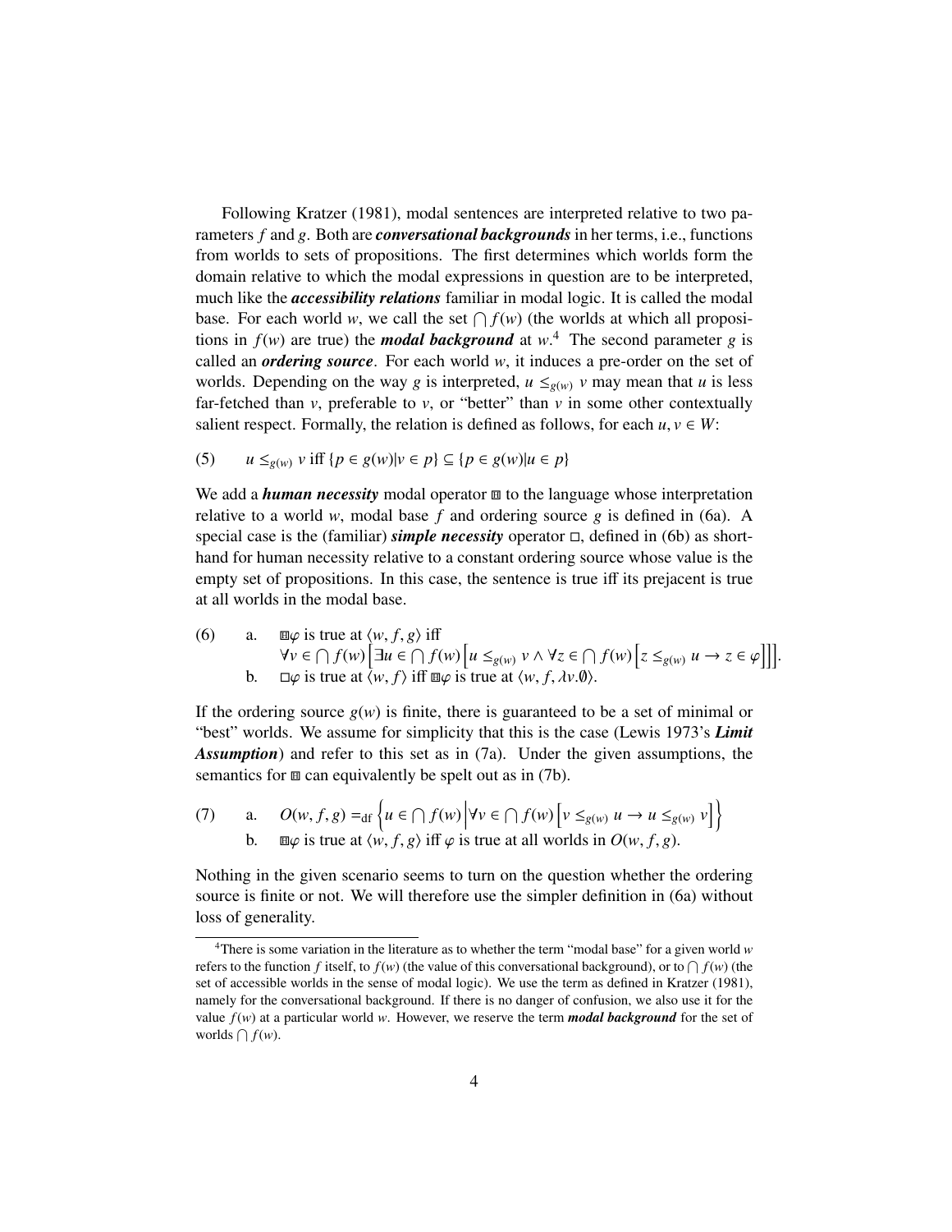Following Kratzer (1981), modal sentences are interpreted relative to two parameters $f$ and $g$. Both are ***conversational backgrounds*** in her terms, i.e., functions from worlds to sets of propositions. The first determines which worlds form the domain relative to which the modal expressions in question are to be interpreted, much like the ***accessibility relations*** familiar in modal logic. It is called the modal base. For each world $w$, we call the set $\bigcap f(w)$ (the worlds at which all propositions in $f(w)$ are true) the ***modal background*** at $w$.[4] The second parameter $g$ is called an ***ordering source***. For each world $w$, it induces a pre-order on the set of worlds. Depending on the way $g$ is interpreted, $u \leq_{g(w)} v$ may mean that $u$ is less far-fetched than $v$, preferable to $v$, or "better" than $v$ in some other contextually salient respect. Formally, the relation is defined as follows, for each $u, v \in W$:

(5) $u \leq_{g(w)} v$ iff $\{p \in g(w) | v \in p\} \subseteq \{p \in g(w) | u \in p\}$

We add a ***human necessity*** modal operator $\boxdot$ to the language whose interpretation relative to a world $w$, modal base $f$ and ordering source $g$ is defined in (6a). A special case is the (familiar) ***simple necessity*** operator $\Box$, defined in (6b) as shorthand for human necessity relative to a constant ordering source whose value is the empty set of propositions. In this case, the sentence is true iff its prejacent is true at all worlds in the modal base.

(6) a. $\boxdot\varphi$ is true at $\langle w, f, g \rangle$ iff
$\forall v \in \bigcap f(w) \Big[ \exists u \in \bigcap f(w) \Big[ u \leq_{g(w)} v \land \forall z \in \bigcap f(w) \Big[ z \leq_{g(w)} u \rightarrow z \in \varphi \Big]\Big]\Big].$

b. $\Box\varphi$ is true at $\langle w, f \rangle$ iff $\boxdot\varphi$ is true at $\langle w, f, \lambda v.\emptyset \rangle$.

If the ordering source $g(w)$ is finite, there is guaranteed to be a set of minimal or "best" worlds. We assume for simplicity that this is the case (Lewis 1973's ***Limit Assumption***) and refer to this set as in (7a). Under the given assumptions, the semantics for $\boxdot$ can equivalently be spelt out as in (7b).

(7) a. $O(w, f, g) =_{\text{df}} \Big\{ u \in \bigcap f(w) \Big| \forall v \in \bigcap f(w) \Big[ v \leq_{g(w)} u \rightarrow u \leq_{g(w)} v \Big] \Big\}$

b. $\boxdot\varphi$ is true at $\langle w, f, g \rangle$ iff $\varphi$ is true at all worlds in $O(w, f, g)$.

Nothing in the given scenario seems to turn on the question whether the ordering source is finite or not. We will therefore use the simpler definition in (6a) without loss of generality.

---

[4] There is some variation in the literature as to whether the term "modal base" for a given world $w$ refers to the function $f$ itself, to $f(w)$ (the value of this conversational background), or to $\bigcap f(w)$ (the set of accessible worlds in the sense of modal logic). We use the term as defined in Kratzer (1981), namely for the conversational background. If there is no danger of confusion, we also use it for the value $f(w)$ at a particular world $w$. However, we reserve the term ***modal background*** for the set of worlds $\bigcap f(w)$.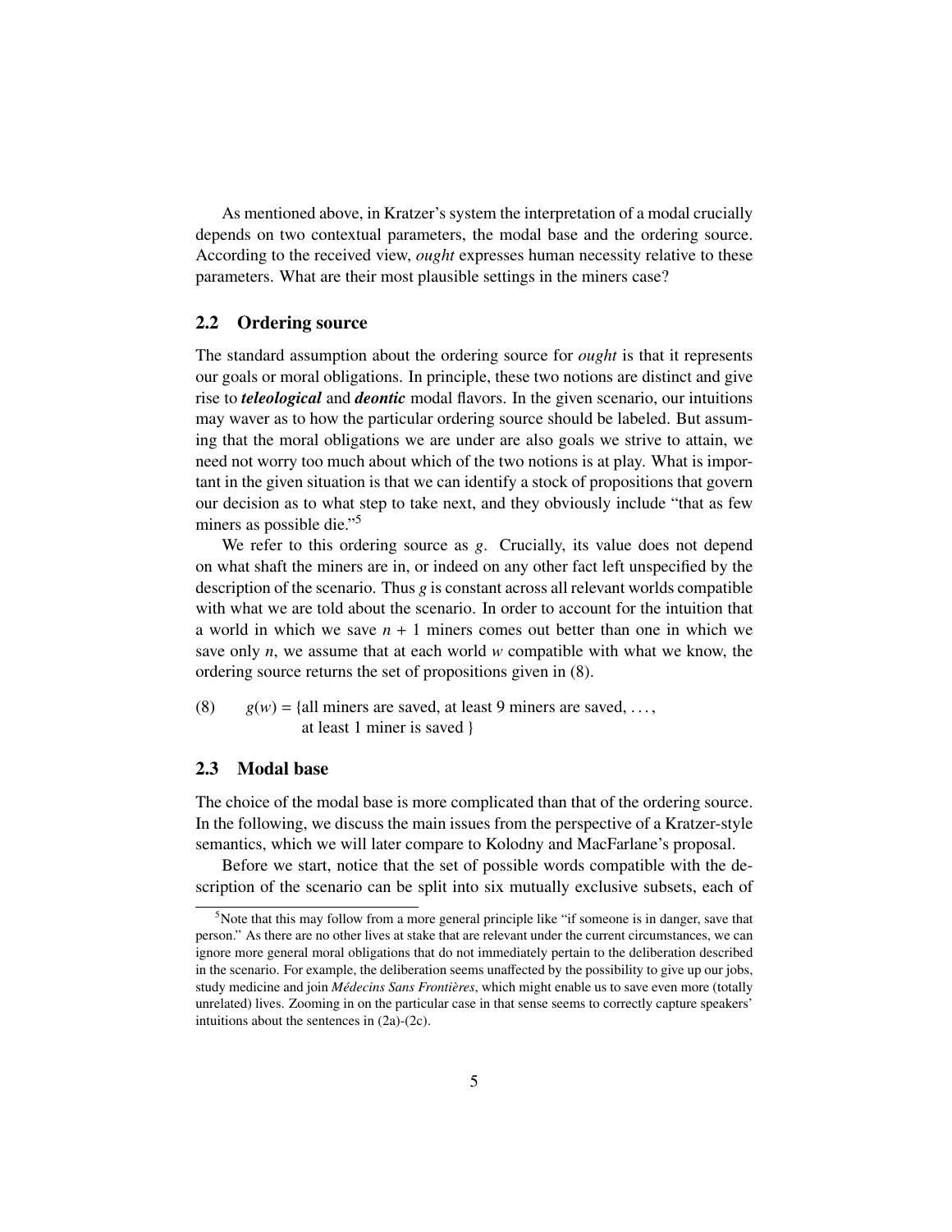As mentioned above, in Kratzer's system the interpretation of a modal crucially depends on two contextual parameters, the modal base and the ordering source. According to the received view, *ought* expresses human necessity relative to these parameters. What are their most plausible settings in the miners case?

## 2.2 Ordering source

The standard assumption about the ordering source for *ought* is that it represents our goals or moral obligations. In principle, these two notions are distinct and give rise to ***teleological*** and ***deontic*** modal flavors. In the given scenario, our intuitions may waver as to how the particular ordering source should be labeled. But assuming that the moral obligations we are under are also goals we strive to attain, we need not worry too much about which of the two notions is at play. What is important in the given situation is that we can identify a stock of propositions that govern our decision as to what step to take next, and they obviously include "that as few miners as possible die."[5]

We refer to this ordering source as $g$. Crucially, its value does not depend on what shaft the miners are in, or indeed on any other fact left unspecified by the description of the scenario. Thus $g$ is constant across all relevant worlds compatible with what we are told about the scenario. In order to account for the intuition that a world in which we save $n + 1$ miners comes out better than one in which we save only $n$, we assume that at each world $w$ compatible with what we know, the ordering source returns the set of propositions given in (8).

(8) $g(w) = \{$all miners are saved, at least 9 miners are saved, ..., at least 1 miner is saved $\}$

## 2.3 Modal base

The choice of the modal base is more complicated than that of the ordering source. In the following, we discuss the main issues from the perspective of a Kratzer-style semantics, which we will later compare to Kolodny and MacFarlane's proposal.

Before we start, notice that the set of possible words compatible with the description of the scenario can be split into six mutually exclusive subsets, each of

---

[5] Note that this may follow from a more general principle like "if someone is in danger, save that person." As there are no other lives at stake that are relevant under the current circumstances, we can ignore more general moral obligations that do not immediately pertain to the deliberation described in the scenario. For example, the deliberation seems unaffected by the possibility to give up our jobs, study medicine and join *Médecins Sans Frontières*, which might enable us to save even more (totally unrelated) lives. Zooming in on the particular case in that sense seems to correctly capture speakers' intuitions about the sentences in (2a)-(2c).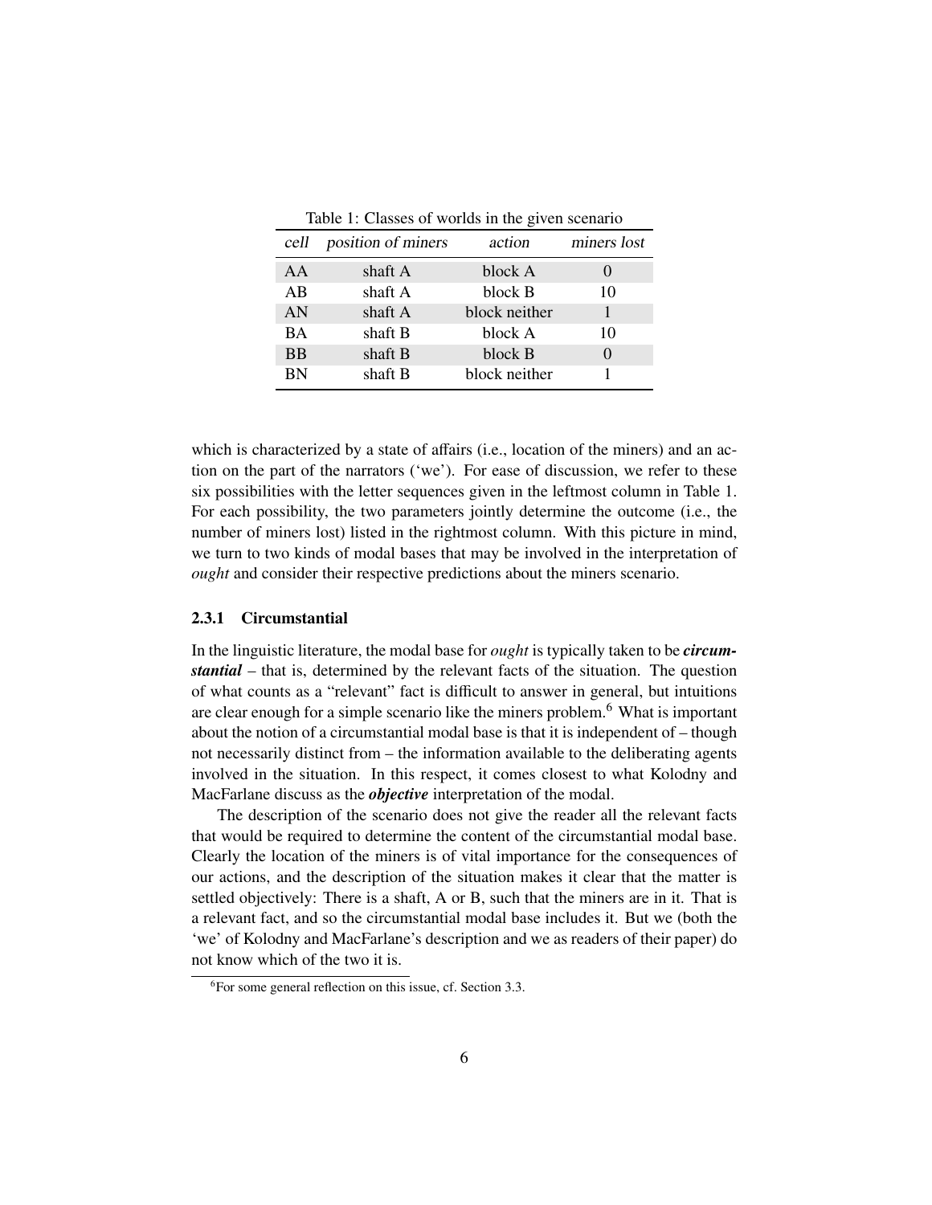Table 1: Classes of worlds in the given scenario

| *cell* | *position of miners* | *action* | *miners lost* |
|---|---|---|---|
| AA | shaft A | block A | 0 |
| AB | shaft A | block B | 10 |
| AN | shaft A | block neither | 1 |
| BA | shaft B | block A | 10 |
| BB | shaft B | block B | 0 |
| BN | shaft B | block neither | 1 |

which is characterized by a state of affairs (i.e., location of the miners) and an action on the part of the narrators ('we'). For ease of discussion, we refer to these six possibilities with the letter sequences given in the leftmost column in Table 1. For each possibility, the two parameters jointly determine the outcome (i.e., the number of miners lost) listed in the rightmost column. With this picture in mind, we turn to two kinds of modal bases that may be involved in the interpretation of *ought* and consider their respective predictions about the miners scenario.

### 2.3.1 Circumstantial

In the linguistic literature, the modal base for *ought* is typically taken to be ***circumstantial*** – that is, determined by the relevant facts of the situation. The question of what counts as a "relevant" fact is difficult to answer in general, but intuitions are clear enough for a simple scenario like the miners problem.[6] What is important about the notion of a circumstantial modal base is that it is independent of – though not necessarily distinct from – the information available to the deliberating agents involved in the situation. In this respect, it comes closest to what Kolodny and MacFarlane discuss as the ***objective*** interpretation of the modal.

The description of the scenario does not give the reader all the relevant facts that would be required to determine the content of the circumstantial modal base. Clearly the location of the miners is of vital importance for the consequences of our actions, and the description of the situation makes it clear that the matter is settled objectively: There is a shaft, A or B, such that the miners are in it. That is a relevant fact, and so the circumstantial modal base includes it. But we (both the 'we' of Kolodny and MacFarlane's description and we as readers of their paper) do not know which of the two it is.

[6] For some general reflection on this issue, cf. Section 3.3.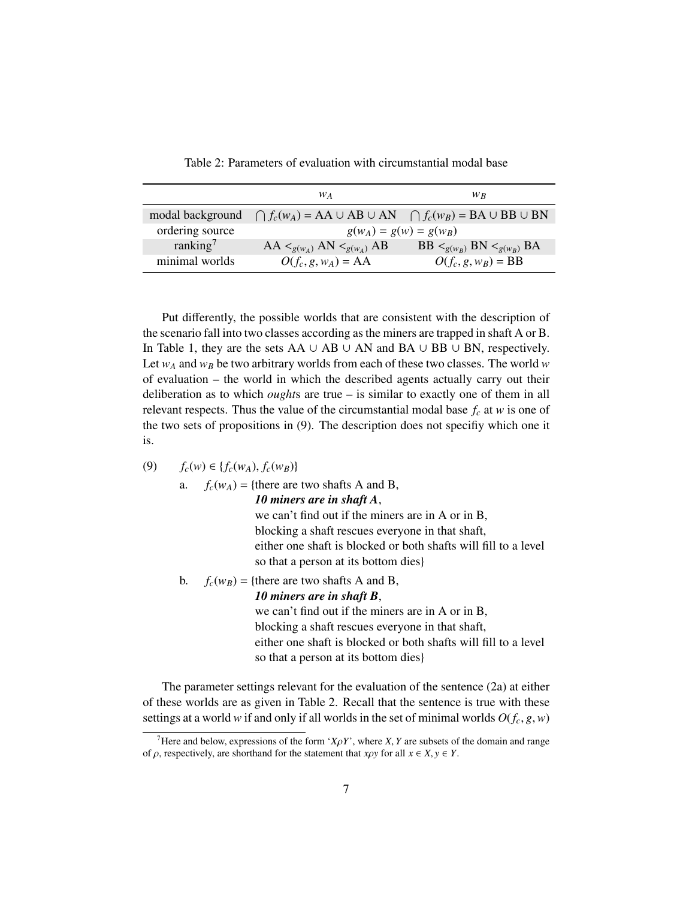Table 2: Parameters of evaluation with circumstantial modal base

| | $w_A$ | $w_B$ |
|---|---|---|
| modal background | $\bigcap f_c(w_A) = \text{AA} \cup \text{AB} \cup \text{AN}$ | $\bigcap f_c(w_B) = \text{BA} \cup \text{BB} \cup \text{BN}$ |
| ordering source | $g(w_A) = g(w) = g(w_B)$ | |
| ranking[7] | $\text{AA} <_{g(w_A)} \text{AN} <_{g(w_A)} \text{AB}$ | $\text{BB} <_{g(w_B)} \text{BN} <_{g(w_B)} \text{BA}$ |
| minimal worlds | $O(f_c, g, w_A) = \text{AA}$ | $O(f_c, g, w_B) = \text{BB}$ |

Put differently, the possible worlds that are consistent with the description of the scenario fall into two classes according as the miners are trapped in shaft A or B. In Table 1, they are the sets AA ∪ AB ∪ AN and BA ∪ BB ∪ BN, respectively. Let $w_A$ and $w_B$ be two arbitrary worlds from each of these two classes. The world $w$ of evaluation – the world in which the described agents actually carry out their deliberation as to which *ought*s are true – is similar to exactly one of them in all relevant respects. Thus the value of the circumstantial modal base $f_c$ at $w$ is one of the two sets of propositions in (9). The description does not specifiy which one it is.

(9) $f_c(w) \in \{f_c(w_A), f_c(w_B)\}$

a. $f_c(w_A)$ = {there are two shafts A and B,
***10 miners are in shaft A***,
we can't find out if the miners are in A or in B,
blocking a shaft rescues everyone in that shaft,
either one shaft is blocked or both shafts will fill to a level so that a person at its bottom dies}

b. $f_c(w_B)$ = {there are two shafts A and B,
***10 miners are in shaft B***,
we can't find out if the miners are in A or in B,
blocking a shaft rescues everyone in that shaft,
either one shaft is blocked or both shafts will fill to a level so that a person at its bottom dies}

The parameter settings relevant for the evaluation of the sentence (2a) at either of these worlds are as given in Table 2. Recall that the sentence is true with these settings at a world $w$ if and only if all worlds in the set of minimal worlds $O(f_c, g, w)$

[7] Here and below, expressions of the form '$X\rho Y$', where $X, Y$ are subsets of the domain and range of $\rho$, respectively, are shorthand for the statement that $x\rho y$ for all $x \in X, y \in Y$.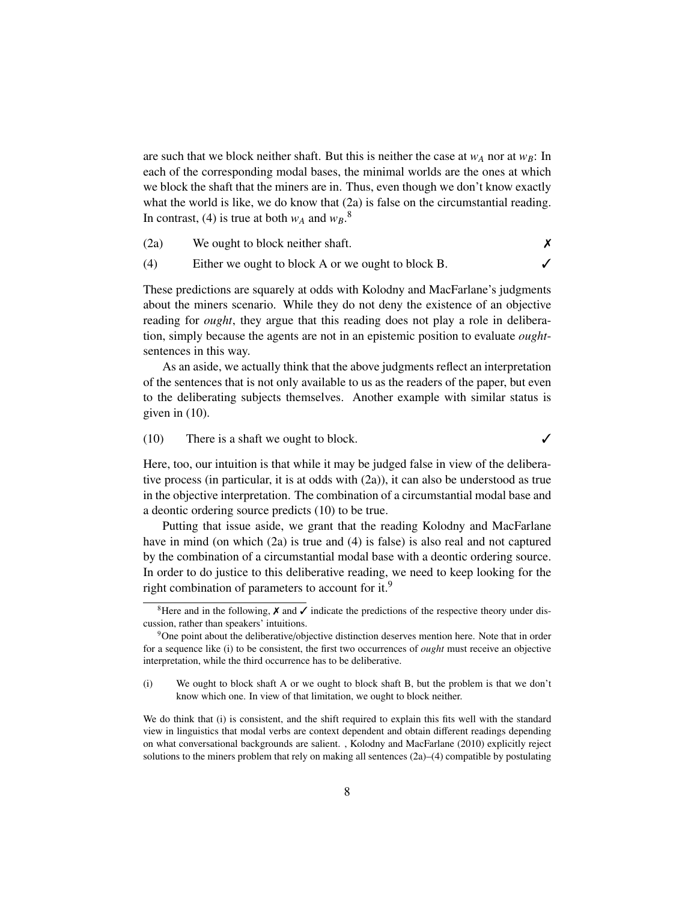are such that we block neither shaft. But this is neither the case at $w_A$ nor at $w_B$: In each of the corresponding modal bases, the minimal worlds are the ones at which we block the shaft that the miners are in. Thus, even though we don't know exactly what the world is like, we do know that (2a) is false on the circumstantial reading. In contrast, (4) is true at both $w_A$ and $w_B$.[8]

(2a) We ought to block neither shaft. ✗

(4) Either we ought to block A or we ought to block B. ✓

These predictions are squarely at odds with Kolodny and MacFarlane's judgments about the miners scenario. While they do not deny the existence of an objective reading for *ought*, they argue that this reading does not play a role in deliberation, simply because the agents are not in an epistemic position to evaluate *ought*-sentences in this way.

As an aside, we actually think that the above judgments reflect an interpretation of the sentences that is not only available to us as the readers of the paper, but even to the deliberating subjects themselves. Another example with similar status is given in (10).

(10) There is a shaft we ought to block. ✓

Here, too, our intuition is that while it may be judged false in view of the deliberative process (in particular, it is at odds with (2a)), it can also be understood as true in the objective interpretation. The combination of a circumstantial modal base and a deontic ordering source predicts (10) to be true.

Putting that issue aside, we grant that the reading Kolodny and MacFarlane have in mind (on which (2a) is true and (4) is false) is also real and not captured by the combination of a circumstantial modal base with a deontic ordering source. In order to do justice to this deliberative reading, we need to keep looking for the right combination of parameters to account for it.[9]

---

[8] Here and in the following, ✗ and ✓ indicate the predictions of the respective theory under discussion, rather than speakers' intuitions.

[9] One point about the deliberative/objective distinction deserves mention here. Note that in order for a sequence like (i) to be consistent, the first two occurrences of *ought* must receive an objective interpretation, while the third occurrence has to be deliberative.

(i) We ought to block shaft A or we ought to block shaft B, but the problem is that we don't know which one. In view of that limitation, we ought to block neither.

We do think that (i) is consistent, and the shift required to explain this fits well with the standard view in linguistics that modal verbs are context dependent and obtain different readings depending on what conversational backgrounds are salient. , Kolodny and MacFarlane (2010) explicitly reject solutions to the miners problem that rely on making all sentences (2a)–(4) compatible by postulating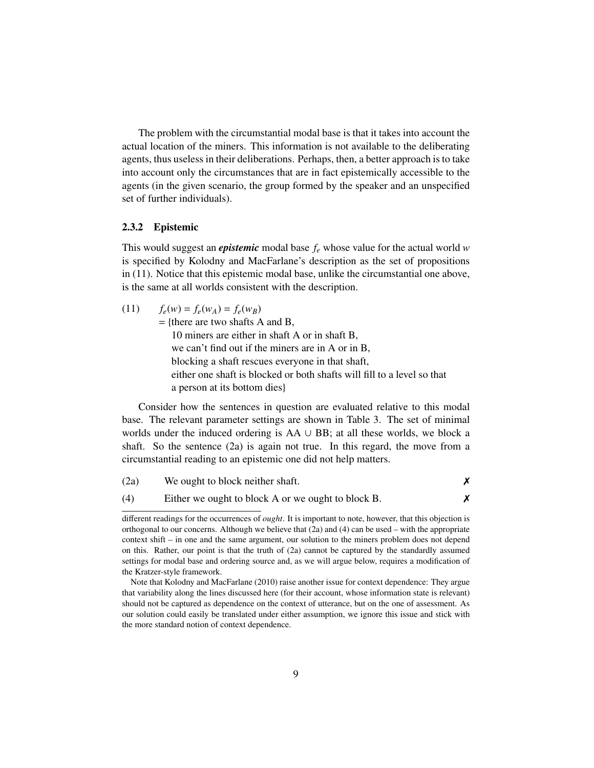The problem with the circumstantial modal base is that it takes into account the actual location of the miners. This information is not available to the deliberating agents, thus useless in their deliberations. Perhaps, then, a better approach is to take into account only the circumstances that are in fact epistemically accessible to the agents (in the given scenario, the group formed by the speaker and an unspecified set of further individuals).

### 2.3.2 Epistemic

This would suggest an ***epistemic*** modal base $f_e$ whose value for the actual world $w$ is specified by Kolodny and MacFarlane's description as the set of propositions in (11). Notice that this epistemic modal base, unlike the circumstantial one above, is the same at all worlds consistent with the description.

(11) $f_e(w) = f_e(w_A) = f_e(w_B)$
= {there are two shafts A and B,
10 miners are either in shaft A or in shaft B,
we can't find out if the miners are in A or in B,
blocking a shaft rescues everyone in that shaft,
either one shaft is blocked or both shafts will fill to a level so that a person at its bottom dies}

Consider how the sentences in question are evaluated relative to this modal base. The relevant parameter settings are shown in Table 3. The set of minimal worlds under the induced ordering is AA $\cup$ BB; at all these worlds, we block a shaft. So the sentence (2a) is again not true. In this regard, the move from a circumstantial reading to an epistemic one did not help matters.

(2a) We ought to block neither shaft. ✗

(4) Either we ought to block A or we ought to block B. ✗

---

different readings for the occurrences of *ought*. It is important to note, however, that this objection is orthogonal to our concerns. Although we believe that (2a) and (4) can be used – with the appropriate context shift – in one and the same argument, our solution to the miners problem does not depend on this. Rather, our point is that the truth of (2a) cannot be captured by the standardly assumed settings for modal base and ordering source and, as we will argue below, requires a modification of the Kratzer-style framework.

Note that Kolodny and MacFarlane (2010) raise another issue for context dependence: They argue that variability along the lines discussed here (for their account, whose information state is relevant) should not be captured as dependence on the context of utterance, but on the one of assessment. As our solution could easily be translated under either assumption, we ignore this issue and stick with the more standard notion of context dependence.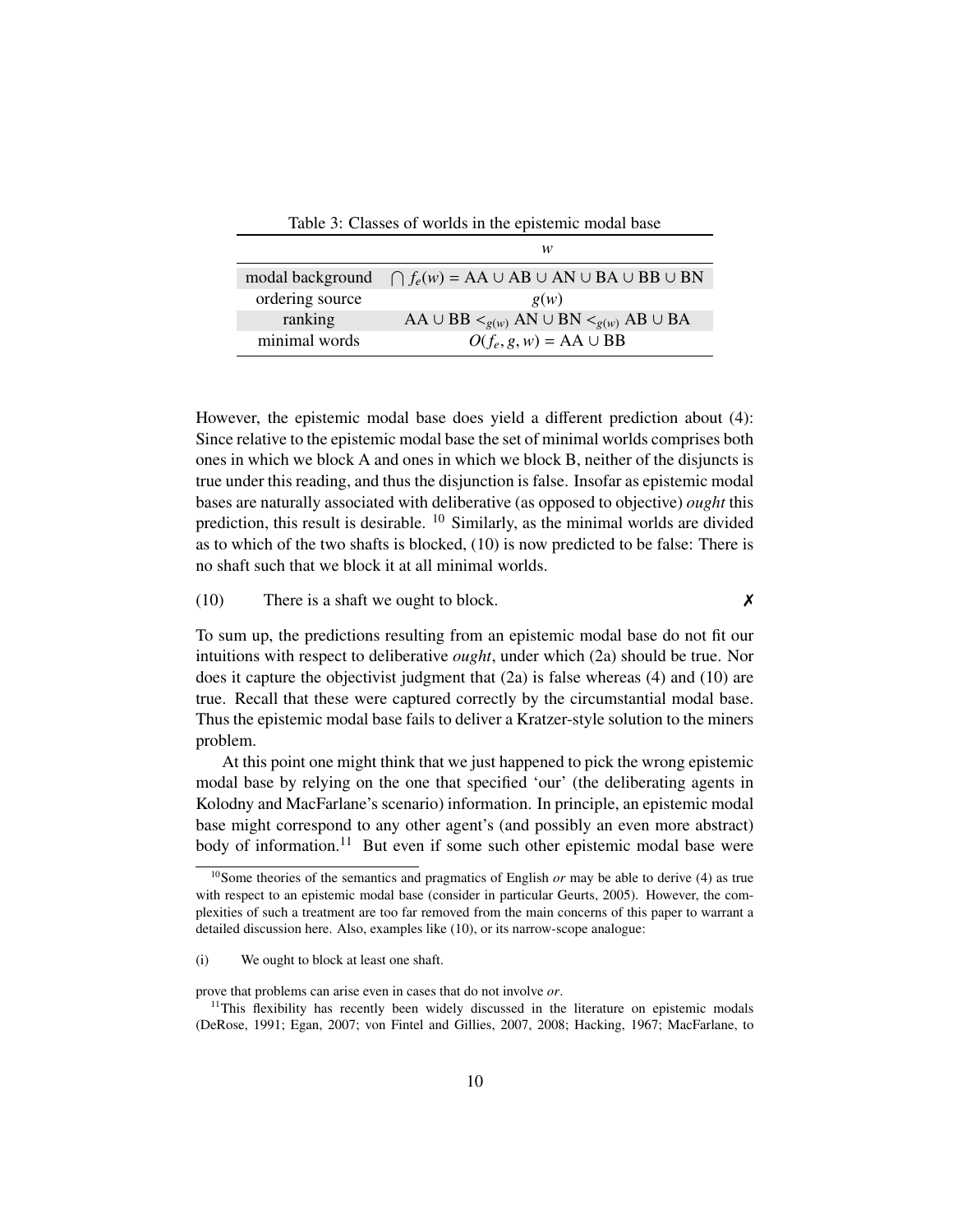Table 3: Classes of worlds in the epistemic modal base

| | $w$ |
|---|---|
| modal background | $\bigcap f_e(w)$ = AA ∪ AB ∪ AN ∪ BA ∪ BB ∪ BN |
| ordering source | $g(w)$ |
| ranking | AA ∪ BB $<_{g(w)}$ AN ∪ BN $<_{g(w)}$ AB ∪ BA |
| minimal words | $O(f_e, g, w)$ = AA ∪ BB |

However, the epistemic modal base does yield a different prediction about (4): Since relative to the epistemic modal base the set of minimal worlds comprises both ones in which we block A and ones in which we block B, neither of the disjuncts is true under this reading, and thus the disjunction is false. Insofar as epistemic modal bases are naturally associated with deliberative (as opposed to objective) *ought* this prediction, this result is desirable. [10] Similarly, as the minimal worlds are divided as to which of the two shafts is blocked, (10) is now predicted to be false: There is no shaft such that we block it at all minimal worlds.

(10) There is a shaft we ought to block. ✗

To sum up, the predictions resulting from an epistemic modal base do not fit our intuitions with respect to deliberative *ought*, under which (2a) should be true. Nor does it capture the objectivist judgment that (2a) is false whereas (4) and (10) are true. Recall that these were captured correctly by the circumstantial modal base. Thus the epistemic modal base fails to deliver a Kratzer-style solution to the miners problem.

At this point one might think that we just happened to pick the wrong epistemic modal base by relying on the one that specified 'our' (the deliberating agents in Kolodny and MacFarlane's scenario) information. In principle, an epistemic modal base might correspond to any other agent's (and possibly an even more abstract) body of information.[11] But even if some such other epistemic modal base were

[10] Some theories of the semantics and pragmatics of English *or* may be able to derive (4) as true with respect to an epistemic modal base (consider in particular Geurts, 2005). However, the complexities of such a treatment are too far removed from the main concerns of this paper to warrant a detailed discussion here. Also, examples like (10), or its narrow-scope analogue:

(i) We ought to block at least one shaft.

prove that problems can arise even in cases that do not involve *or*.

[11] This flexibility has recently been widely discussed in the literature on epistemic modals (DeRose, 1991; Egan, 2007; von Fintel and Gillies, 2007, 2008; Hacking, 1967; MacFarlane, to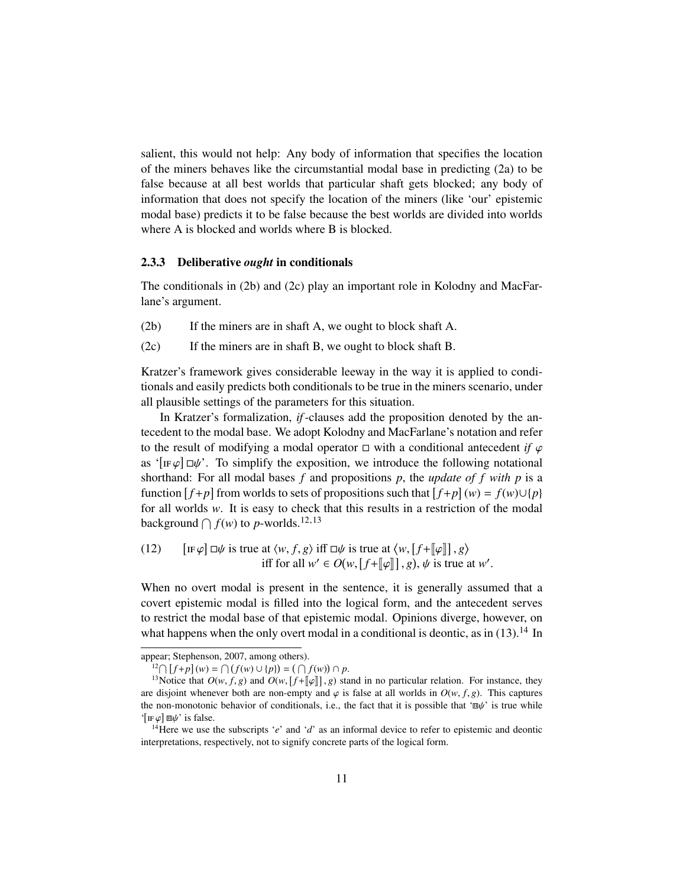salient, this would not help: Any body of information that specifies the location of the miners behaves like the circumstantial modal base in predicting (2a) to be false because at all best worlds that particular shaft gets blocked; any body of information that does not specify the location of the miners (like 'our' epistemic modal base) predicts it to be false because the best worlds are divided into worlds where A is blocked and worlds where B is blocked.

### 2.3.3 Deliberative *ought* in conditionals

The conditionals in (2b) and (2c) play an important role in Kolodny and MacFarlane's argument.

(2b) If the miners are in shaft A, we ought to block shaft A.

(2c) If the miners are in shaft B, we ought to block shaft B.

Kratzer's framework gives considerable leeway in the way it is applied to conditionals and easily predicts both conditionals to be true in the miners scenario, under all plausible settings of the parameters for this situation.

In Kratzer's formalization, *if*-clauses add the proposition denoted by the antecedent to the modal base. We adopt Kolodny and MacFarlane's notation and refer to the result of modifying a modal operator $\Box$ with a conditional antecedent *if* $\varphi$ as '$[\text{IF}\,\varphi]\,\Box\psi$'. To simplify the exposition, we introduce the following notational shorthand: For all modal bases $f$ and propositions $p$, the *update of $f$ with $p$* is a function $[f{+}p]$ from worlds to sets of propositions such that $[f{+}p](w) = f(w) \cup \{p\}$ for all worlds $w$. It is easy to check that this results in a restriction of the modal background $\bigcap f(w)$ to $p$-worlds.[12,13]

(12) $[\text{IF}\,\varphi]\,\Box\psi$ is true at $\langle w, f, g\rangle$ iff $\Box\psi$ is true at $\langle w, [f{+}[\![\varphi]\!]], g\rangle$
iff for all $w' \in O(w, [f{+}[\![\varphi]\!]], g)$, $\psi$ is true at $w'$.

When no overt modal is present in the sentence, it is generally assumed that a covert epistemic modal is filled into the logical form, and the antecedent serves to restrict the modal base of that epistemic modal. Opinions diverge, however, on what happens when the only overt modal in a conditional is deontic, as in (13).[14] In

appear; Stephenson, 2007, among others).

[12] $\bigcap [f{+}p](w) = \bigcap (f(w) \cup \{p\}) = (\bigcap f(w)) \cap p$.

[13] Notice that $O(w, f, g)$ and $O(w, [f{+}[\![\varphi]\!]], g)$ stand in no particular relation. For instance, they are disjoint whenever both are non-empty and $\varphi$ is false at all worlds in $O(w, f, g)$. This captures the non-monotonic behavior of conditionals, i.e., the fact that it is possible that '$\Box_d\psi$' is true while '$[\text{IF}\,\varphi]\,\Box_d\psi$' is false.

[14] Here we use the subscripts '$e$' and '$d$' as an informal device to refer to epistemic and deontic interpretations, respectively, not to signify concrete parts of the logical form.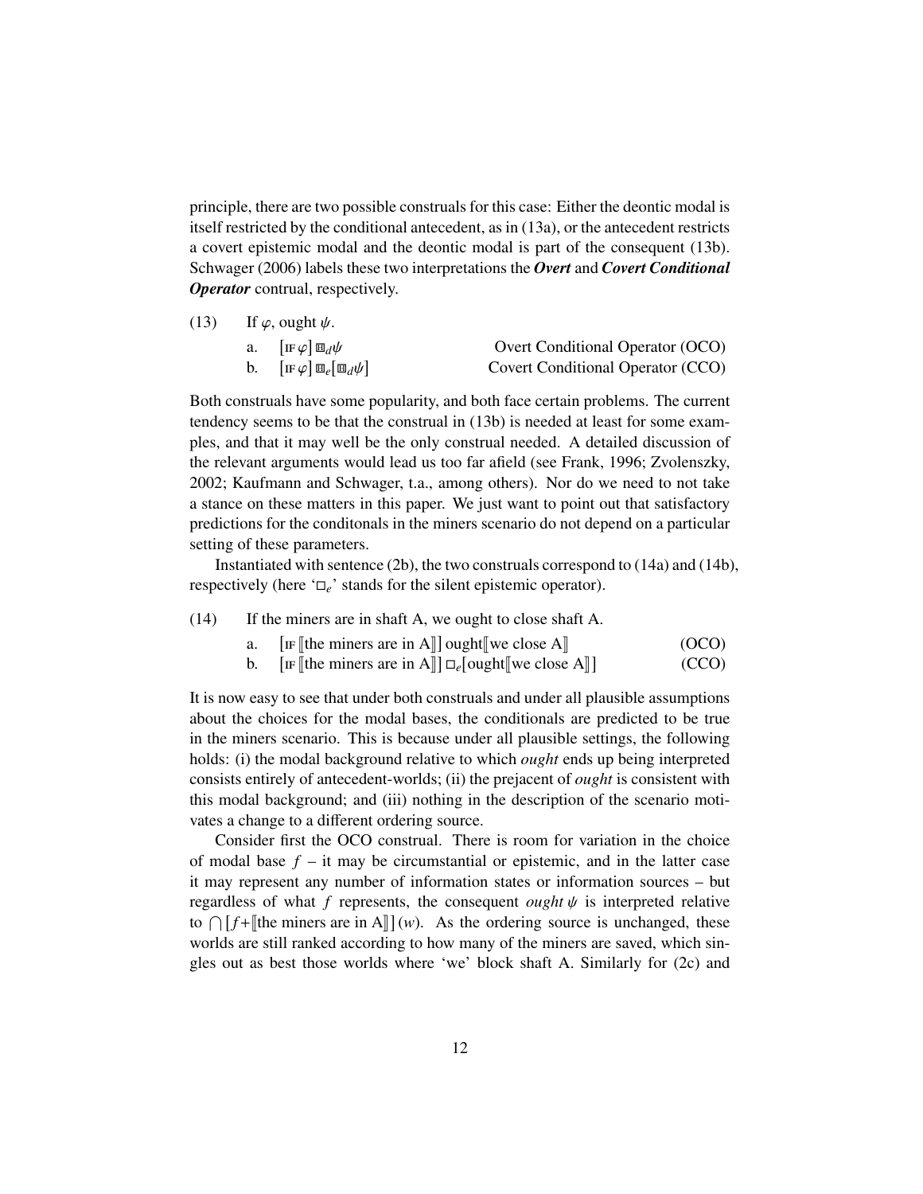principle, there are two possible construals for this case: Either the deontic modal is itself restricted by the conditional antecedent, as in (13a), or the antecedent restricts a covert epistemic modal and the deontic modal is part of the consequent (13b). Schwager (2006) labels these two interpretations the ***Overt*** and ***Covert Conditional Operator*** contrual, respectively.

(13) If $\varphi$, ought $\psi$.

a. $[\text{IF}\ \varphi]\ \boxplus_d \psi$ — Overt Conditional Operator (OCO)

b. $[\text{IF}\ \varphi]\ \boxplus_e [\boxplus_d \psi]$ — Covert Conditional Operator (CCO)

Both construals have some popularity, and both face certain problems. The current tendency seems to be that the construal in (13b) is needed at least for some examples, and that it may well be the only construal needed. A detailed discussion of the relevant arguments would lead us too far afield (see Frank, 1996; Zvolenszky, 2002; Kaufmann and Schwager, t.a., among others). Nor do we need to not take a stance on these matters in this paper. We just want to point out that satisfactory predictions for the conditonals in the miners scenario do not depend on a particular setting of these parameters.

Instantiated with sentence (2b), the two construals correspond to (14a) and (14b), respectively (here '$\Box_e$' stands for the silent epistemic operator).

(14) If the miners are in shaft A, we ought to close shaft A.

a. $[\text{IF}\ [\![\text{the miners are in A}]\!]\ \text{ought}[\![\text{we close A}]\!]$ (OCO)

b. $[\text{IF}\ [\![\text{the miners are in A}]\!]\ \Box_e[\text{ought}[\![\text{we close A}]\!]]$ (CCO)

It is now easy to see that under both construals and under all plausible assumptions about the choices for the modal bases, the conditionals are predicted to be true in the miners scenario. This is because under all plausible settings, the following holds: (i) the modal background relative to which *ought* ends up being interpreted consists entirely of antecedent-worlds; (ii) the prejacent of *ought* is consistent with this modal background; and (iii) nothing in the description of the scenario motivates a change to a different ordering source.

Consider first the OCO construal. There is room for variation in the choice of modal base $f$ – it may be circumstantial or epistemic, and in the latter case it may represent any number of information states or information sources – but regardless of what $f$ represents, the consequent *ought* $\psi$ is interpreted relative to $\bigcap [f + [\![\text{the miners are in A}]\!]](w)$. As the ordering source is unchanged, these worlds are still ranked according to how many of the miners are saved, which singles out as best those worlds where 'we' block shaft A. Similarly for (2c) and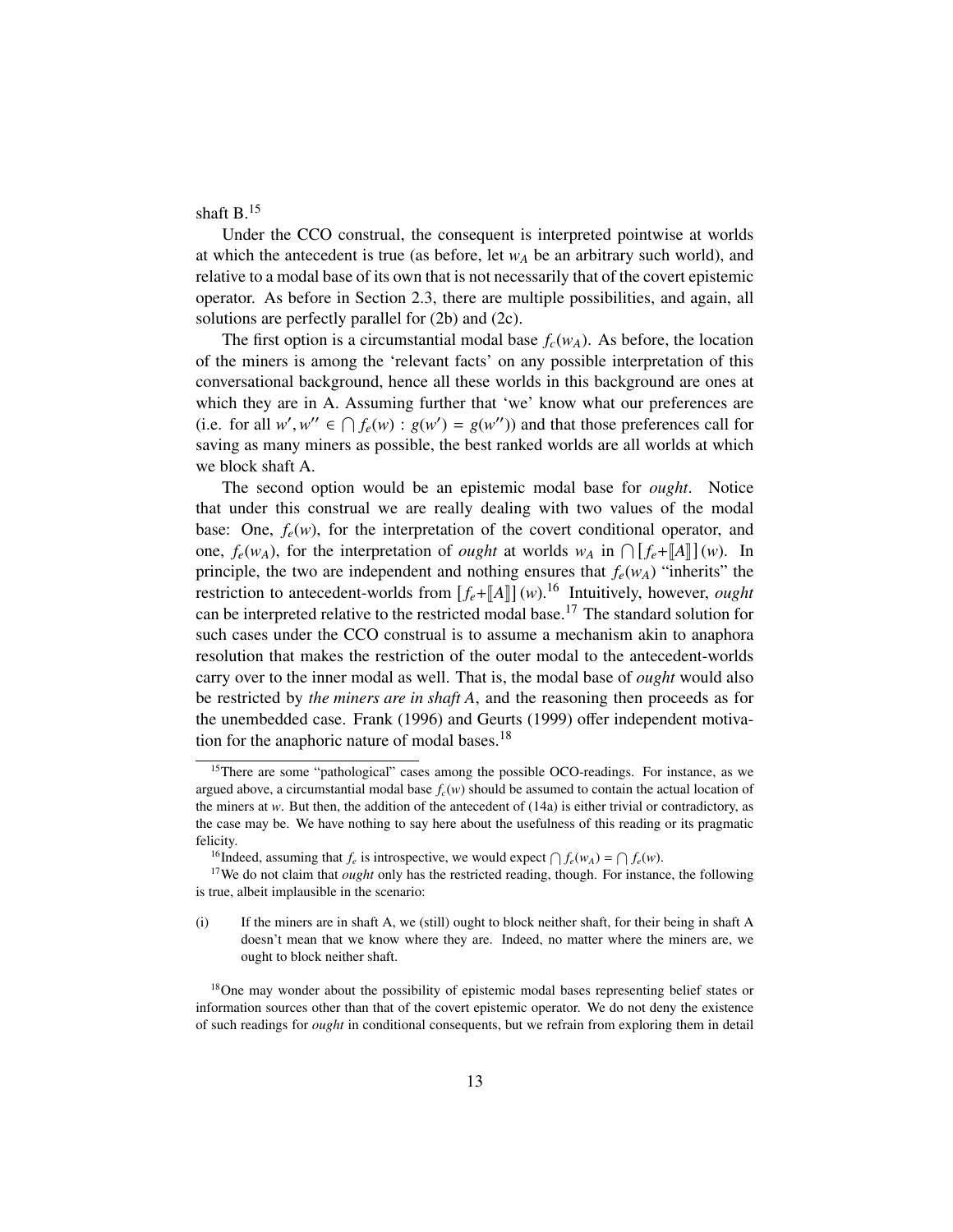shaft B.[15]

Under the CCO construal, the consequent is interpreted pointwise at worlds at which the antecedent is true (as before, let $w_A$ be an arbitrary such world), and relative to a modal base of its own that is not necessarily that of the covert epistemic operator. As before in Section 2.3, there are multiple possibilities, and again, all solutions are perfectly parallel for (2b) and (2c).

The first option is a circumstantial modal base $f_c(w_A)$. As before, the location of the miners is among the 'relevant facts' on any possible interpretation of this conversational background, hence all these worlds in this background are ones at which they are in A. Assuming further that 'we' know what our preferences are (i.e. for all $w', w'' \in \bigcap f_e(w) : g(w') = g(w'')$) and that those preferences call for saving as many miners as possible, the best ranked worlds are all worlds at which we block shaft A.

The second option would be an epistemic modal base for *ought*. Notice that under this construal we are really dealing with two values of the modal base: One, $f_e(w)$, for the interpretation of the covert conditional operator, and one, $f_e(w_A)$, for the interpretation of *ought* at worlds $w_A$ in $\bigcap [f_e + [\![A]\!]](w)$. In principle, the two are independent and nothing ensures that $f_e(w_A)$ "inherits" the restriction to antecedent-worlds from $[f_e + [\![A]\!]](w)$.[16] Intuitively, however, *ought* can be interpreted relative to the restricted modal base.[17] The standard solution for such cases under the CCO construal is to assume a mechanism akin to anaphora resolution that makes the restriction of the outer modal to the antecedent-worlds carry over to the inner modal as well. That is, the modal base of *ought* would also be restricted by *the miners are in shaft A*, and the reasoning then proceeds as for the unembedded case. Frank (1996) and Geurts (1999) offer independent motivation for the anaphoric nature of modal bases.[18]

---

[15] There are some "pathological" cases among the possible OCO-readings. For instance, as we argued above, a circumstantial modal base $f_c(w)$ should be assumed to contain the actual location of the miners at $w$. But then, the addition of the antecedent of (14a) is either trivial or contradictory, as the case may be. We have nothing to say here about the usefulness of this reading or its pragmatic felicity.

[16] Indeed, assuming that $f_e$ is introspective, we would expect $\bigcap f_e(w_A) = \bigcap f_e(w)$.

[17] We do not claim that *ought* only has the restricted reading, though. For instance, the following is true, albeit implausible in the scenario:

(i) If the miners are in shaft A, we (still) ought to block neither shaft, for their being in shaft A doesn't mean that we know where they are. Indeed, no matter where the miners are, we ought to block neither shaft.

[18] One may wonder about the possibility of epistemic modal bases representing belief states or information sources other than that of the covert epistemic operator. We do not deny the existence of such readings for *ought* in conditional consequents, but we refrain from exploring them in detail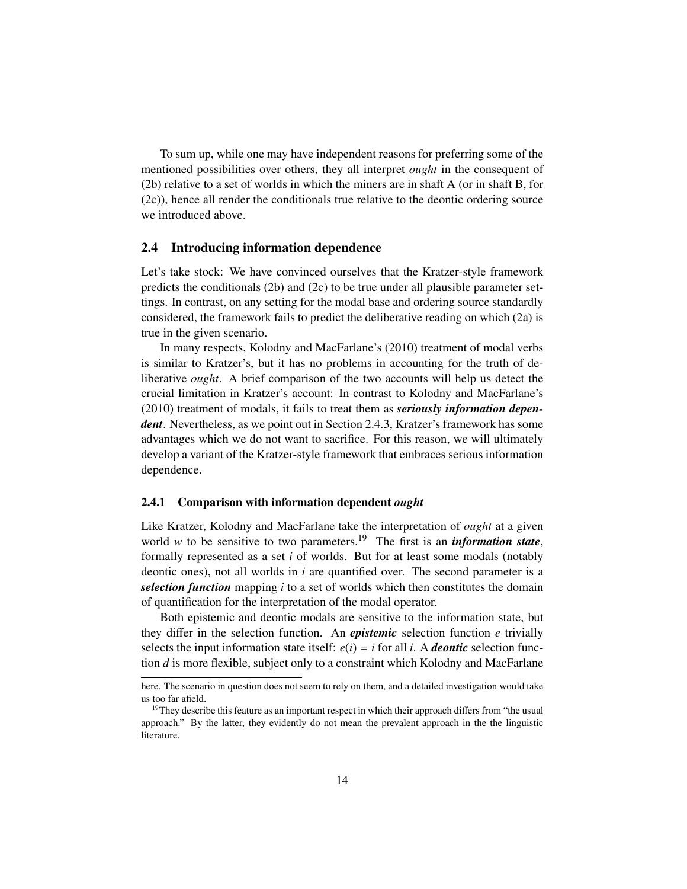To sum up, while one may have independent reasons for preferring some of the mentioned possibilities over others, they all interpret *ought* in the consequent of (2b) relative to a set of worlds in which the miners are in shaft A (or in shaft B, for (2c)), hence all render the conditionals true relative to the deontic ordering source we introduced above.

## 2.4 Introducing information dependence

Let's take stock: We have convinced ourselves that the Kratzer-style framework predicts the conditionals (2b) and (2c) to be true under all plausible parameter settings. In contrast, on any setting for the modal base and ordering source standardly considered, the framework fails to predict the deliberative reading on which (2a) is true in the given scenario.

In many respects, Kolodny and MacFarlane's (2010) treatment of modal verbs is similar to Kratzer's, but it has no problems in accounting for the truth of deliberative *ought*. A brief comparison of the two accounts will help us detect the crucial limitation in Kratzer's account: In contrast to Kolodny and MacFarlane's (2010) treatment of modals, it fails to treat them as ***seriously information dependent***. Nevertheless, as we point out in Section 2.4.3, Kratzer's framework has some advantages which we do not want to sacrifice. For this reason, we will ultimately develop a variant of the Kratzer-style framework that embraces serious information dependence.

### 2.4.1 Comparison with information dependent *ought*

Like Kratzer, Kolodny and MacFarlane take the interpretation of *ought* at a given world $w$ to be sensitive to two parameters.[19] The first is an ***information state***, formally represented as a set $i$ of worlds. But for at least some modals (notably deontic ones), not all worlds in $i$ are quantified over. The second parameter is a ***selection function*** mapping $i$ to a set of worlds which then constitutes the domain of quantification for the interpretation of the modal operator.

Both epistemic and deontic modals are sensitive to the information state, but they differ in the selection function. An ***epistemic*** selection function $e$ trivially selects the input information state itself: $e(i) = i$ for all $i$. A ***deontic*** selection function $d$ is more flexible, subject only to a constraint which Kolodny and MacFarlane

here. The scenario in question does not seem to rely on them, and a detailed investigation would take us too far afield.

[19]They describe this feature as an important respect in which their approach differs from "the usual approach." By the latter, they evidently do not mean the prevalent approach in the the linguistic literature.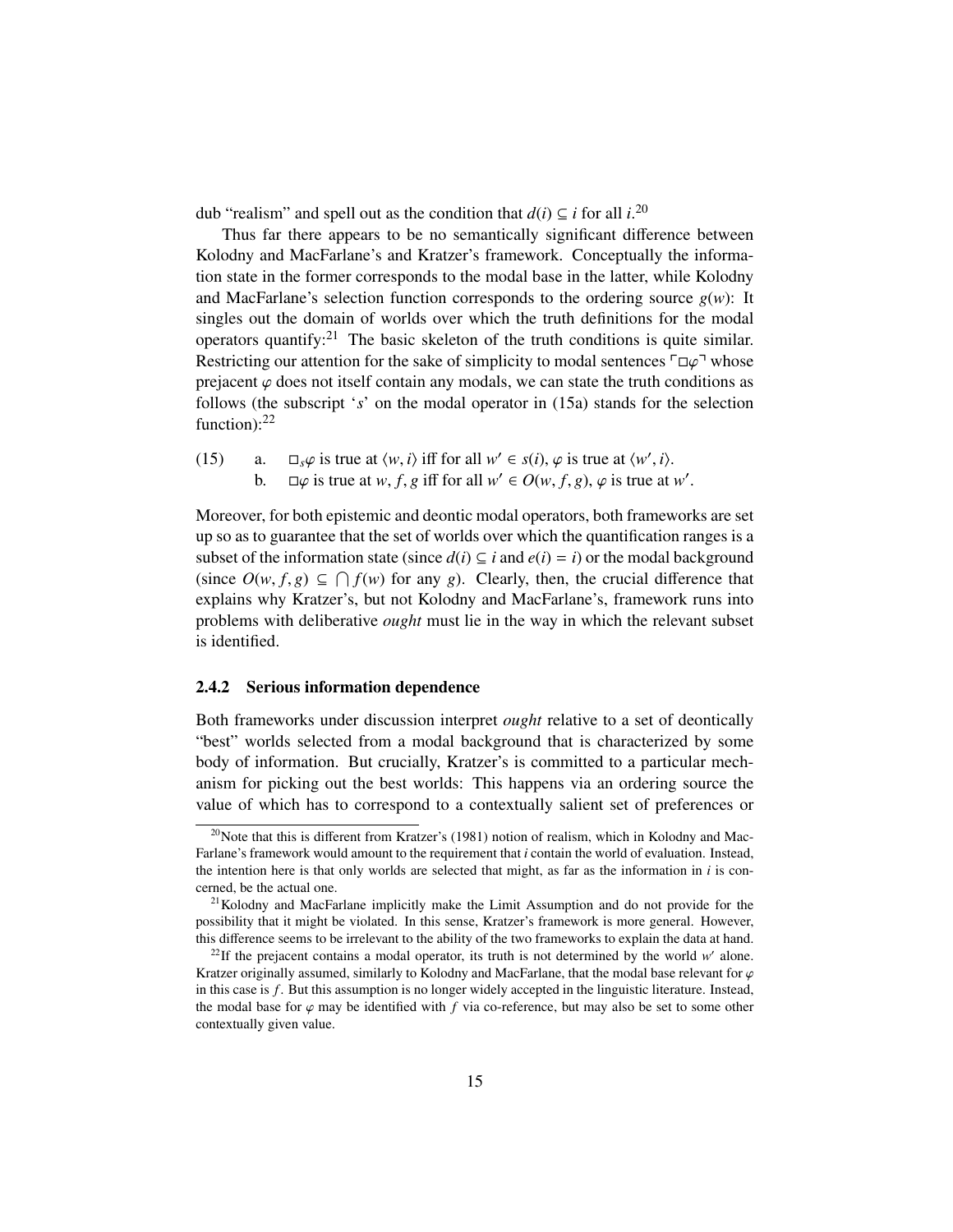dub "realism" and spell out as the condition that $d(i) \subseteq i$ for all $i$.[20]

Thus far there appears to be no semantically significant difference between Kolodny and MacFarlane's and Kratzer's framework. Conceptually the information state in the former corresponds to the modal base in the latter, while Kolodny and MacFarlane's selection function corresponds to the ordering source $g(w)$: It singles out the domain of worlds over which the truth definitions for the modal operators quantify:[21] The basic skeleton of the truth conditions is quite similar. Restricting our attention for the sake of simplicity to modal sentences $\ulcorner\Box\varphi\urcorner$ whose prejacent $\varphi$ does not itself contain any modals, we can state the truth conditions as follows (the subscript '$s$' on the modal operator in (15a) stands for the selection function):[22]

(15) a. $\Box_s\varphi$ is true at $\langle w, i\rangle$ iff for all $w' \in s(i)$, $\varphi$ is true at $\langle w', i\rangle$.
  b. $\Box\varphi$ is true at $w, f, g$ iff for all $w' \in O(w, f, g)$, $\varphi$ is true at $w'$.

Moreover, for both epistemic and deontic modal operators, both frameworks are set up so as to guarantee that the set of worlds over which the quantification ranges is a subset of the information state (since $d(i) \subseteq i$ and $e(i) = i$) or the modal background (since $O(w, f, g) \subseteq \bigcap f(w)$ for any $g$). Clearly, then, the crucial difference that explains why Kratzer's, but not Kolodny and MacFarlane's, framework runs into problems with deliberative *ought* must lie in the way in which the relevant subset is identified.

### 2.4.2 Serious information dependence

Both frameworks under discussion interpret *ought* relative to a set of deontically "best" worlds selected from a modal background that is characterized by some body of information. But crucially, Kratzer's is committed to a particular mechanism for picking out the best worlds: This happens via an ordering source the value of which has to correspond to a contextually salient set of preferences or

---

[20] Note that this is different from Kratzer's (1981) notion of realism, which in Kolodny and MacFarlane's framework would amount to the requirement that $i$ contain the world of evaluation. Instead, the intention here is that only worlds are selected that might, as far as the information in $i$ is concerned, be the actual one.

[21] Kolodny and MacFarlane implicitly make the Limit Assumption and do not provide for the possibility that it might be violated. In this sense, Kratzer's framework is more general. However, this difference seems to be irrelevant to the ability of the two frameworks to explain the data at hand.

[22] If the prejacent contains a modal operator, its truth is not determined by the world $w'$ alone. Kratzer originally assumed, similarly to Kolodny and MacFarlane, that the modal base relevant for $\varphi$ in this case is $f$. But this assumption is no longer widely accepted in the linguistic literature. Instead, the modal base for $\varphi$ may be identified with $f$ via co-reference, but may also be set to some other contextually given value.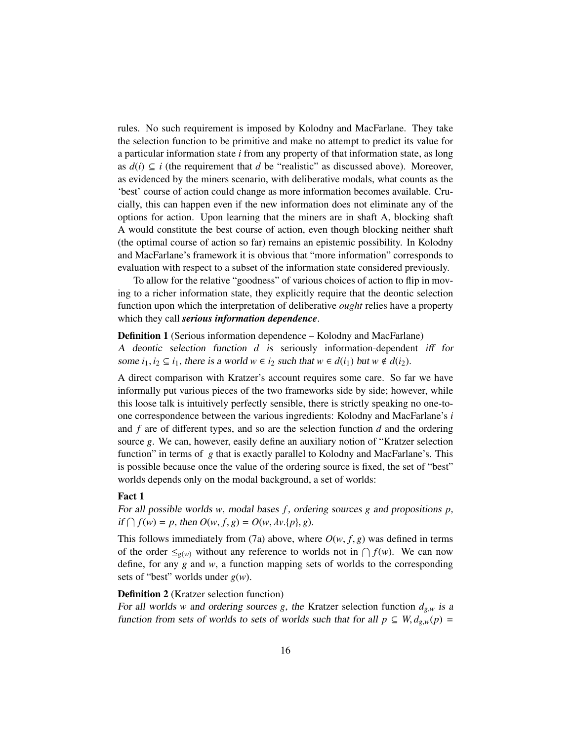rules. No such requirement is imposed by Kolodny and MacFarlane. They take the selection function to be primitive and make no attempt to predict its value for a particular information state $i$ from any property of that information state, as long as $d(i) \subseteq i$ (the requirement that $d$ be "realistic" as discussed above). Moreover, as evidenced by the miners scenario, with deliberative modals, what counts as the 'best' course of action could change as more information becomes available. Crucially, this can happen even if the new information does not eliminate any of the options for action. Upon learning that the miners are in shaft A, blocking shaft A would constitute the best course of action, even though blocking neither shaft (the optimal course of action so far) remains an epistemic possibility. In Kolodny and MacFarlane's framework it is obvious that "more information" corresponds to evaluation with respect to a subset of the information state considered previously.

To allow for the relative "goodness" of various choices of action to flip in moving to a richer information state, they explicitly require that the deontic selection function upon which the interpretation of deliberative *ought* relies have a property which they call ***serious information dependence***.

**Definition 1** (Serious information dependence – Kolodny and MacFarlane)
*A deontic selection function $d$ is* seriously information-dependent *iff for some $i_1, i_2 \subseteq i_1$, there is a world $w \in i_2$ such that $w \in d(i_1)$ but $w \notin d(i_2)$.*

A direct comparison with Kratzer's account requires some care. So far we have informally put various pieces of the two frameworks side by side; however, while this loose talk is intuitively perfectly sensible, there is strictly speaking no one-to-one correspondence between the various ingredients: Kolodny and MacFarlane's $i$ and $f$ are of different types, and so are the selection function $d$ and the ordering source $g$. We can, however, easily define an auxiliary notion of "Kratzer selection function" in terms of $g$ that is exactly parallel to Kolodny and MacFarlane's. This is possible because once the value of the ordering source is fixed, the set of "best" worlds depends only on the modal background, a set of worlds:

**Fact 1**
*For all possible worlds $w$, modal bases $f$, ordering sources $g$ and propositions $p$, if $\bigcap f(w) = p$, then $O(w, f, g) = O(w, \lambda v.\{p\}, g)$.*

This follows immediately from (7a) above, where $O(w, f, g)$ was defined in terms of the order $\leq_{g(w)}$ without any reference to worlds not in $\bigcap f(w)$. We can now define, for any $g$ and $w$, a function mapping sets of worlds to the corresponding sets of "best" worlds under $g(w)$.

**Definition 2** (Kratzer selection function)
*For all worlds $w$ and ordering sources $g$, the* Kratzer selection function *$d_{g,w}$ is a function from sets of worlds to sets of worlds such that for all $p \subseteq W, d_{g,w}(p) =$*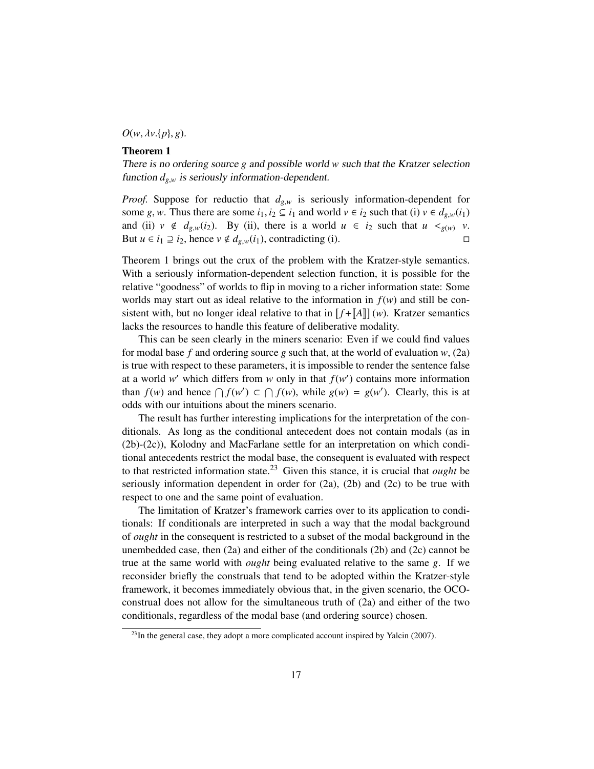$O(w, \lambda v.\{p\}, g)$.

**Theorem 1**

*There is no ordering source $g$ and possible world $w$ such that the Kratzer selection function $d_{g,w}$ is seriously information-dependent.*

*Proof.* Suppose for reductio that $d_{g,w}$ is seriously information-dependent for some $g, w$. Thus there are some $i_1, i_2 \subseteq i_1$ and world $v \in i_2$ such that (i) $v \in d_{g,w}(i_1)$ and (ii) $v \notin d_{g,w}(i_2)$. By (ii), there is a world $u \in i_2$ such that $u <_{g(w)} v$. But $u \in i_1 \supseteq i_2$, hence $v \notin d_{g,w}(i_1)$, contradicting (i). □

Theorem 1 brings out the crux of the problem with the Kratzer-style semantics. With a seriously information-dependent selection function, it is possible for the relative "goodness" of worlds to flip in moving to a richer information state: Some worlds may start out as ideal relative to the information in $f(w)$ and still be consistent with, but no longer ideal relative to that in $[f + [\![A]\!]](w)$. Kratzer semantics lacks the resources to handle this feature of deliberative modality.

This can be seen clearly in the miners scenario: Even if we could find values for modal base $f$ and ordering source $g$ such that, at the world of evaluation $w$, (2a) is true with respect to these parameters, it is impossible to render the sentence false at a world $w'$ which differs from $w$ only in that $f(w')$ contains more information than $f(w)$ and hence $\bigcap f(w') \subset \bigcap f(w)$, while $g(w) = g(w')$. Clearly, this is at odds with our intuitions about the miners scenario.

The result has further interesting implications for the interpretation of the conditionals. As long as the conditional antecedent does not contain modals (as in (2b)-(2c)), Kolodny and MacFarlane settle for an interpretation on which conditional antecedents restrict the modal base, the consequent is evaluated with respect to that restricted information state.[23] Given this stance, it is crucial that *ought* be seriously information dependent in order for (2a), (2b) and (2c) to be true with respect to one and the same point of evaluation.

The limitation of Kratzer's framework carries over to its application to conditionals: If conditionals are interpreted in such a way that the modal background of *ought* in the consequent is restricted to a subset of the modal background in the unembedded case, then (2a) and either of the conditionals (2b) and (2c) cannot be true at the same world with *ought* being evaluated relative to the same $g$. If we reconsider briefly the construals that tend to be adopted within the Kratzer-style framework, it becomes immediately obvious that, in the given scenario, the OCO-construal does not allow for the simultaneous truth of (2a) and either of the two conditionals, regardless of the modal base (and ordering source) chosen.

[23] In the general case, they adopt a more complicated account inspired by Yalcin (2007).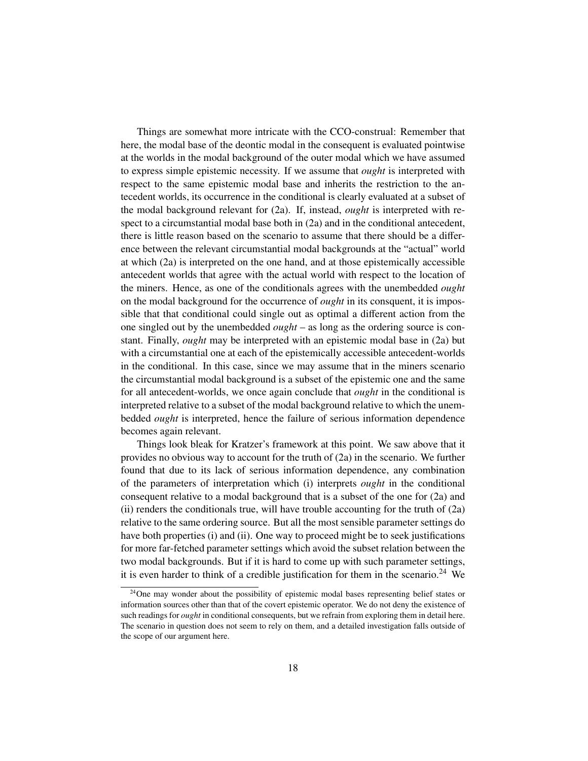Things are somewhat more intricate with the CCO-construal: Remember that here, the modal base of the deontic modal in the consequent is evaluated pointwise at the worlds in the modal background of the outer modal which we have assumed to express simple epistemic necessity. If we assume that *ought* is interpreted with respect to the same epistemic modal base and inherits the restriction to the antecedent worlds, its occurrence in the conditional is clearly evaluated at a subset of the modal background relevant for (2a). If, instead, *ought* is interpreted with respect to a circumstantial modal base both in (2a) and in the conditional antecedent, there is little reason based on the scenario to assume that there should be a difference between the relevant circumstantial modal backgrounds at the "actual" world at which (2a) is interpreted on the one hand, and at those epistemically accessible antecedent worlds that agree with the actual world with respect to the location of the miners. Hence, as one of the conditionals agrees with the unembedded *ought* on the modal background for the occurrence of *ought* in its consquent, it is impossible that that conditional could single out as optimal a different action from the one singled out by the unembedded *ought* – as long as the ordering source is constant. Finally, *ought* may be interpreted with an epistemic modal base in (2a) but with a circumstantial one at each of the epistemically accessible antecedent-worlds in the conditional. In this case, since we may assume that in the miners scenario the circumstantial modal background is a subset of the epistemic one and the same for all antecedent-worlds, we once again conclude that *ought* in the conditional is interpreted relative to a subset of the modal background relative to which the unembedded *ought* is interpreted, hence the failure of serious information dependence becomes again relevant.

Things look bleak for Kratzer's framework at this point. We saw above that it provides no obvious way to account for the truth of (2a) in the scenario. We further found that due to its lack of serious information dependence, any combination of the parameters of interpretation which (i) interprets *ought* in the conditional consequent relative to a modal background that is a subset of the one for (2a) and (ii) renders the conditionals true, will have trouble accounting for the truth of (2a) relative to the same ordering source. But all the most sensible parameter settings do have both properties (i) and (ii). One way to proceed might be to seek justifications for more far-fetched parameter settings which avoid the subset relation between the two modal backgrounds. But if it is hard to come up with such parameter settings, it is even harder to think of a credible justification for them in the scenario.[24] We

[24] One may wonder about the possibility of epistemic modal bases representing belief states or information sources other than that of the covert epistemic operator. We do not deny the existence of such readings for *ought* in conditional consequents, but we refrain from exploring them in detail here. The scenario in question does not seem to rely on them, and a detailed investigation falls outside of the scope of our argument here.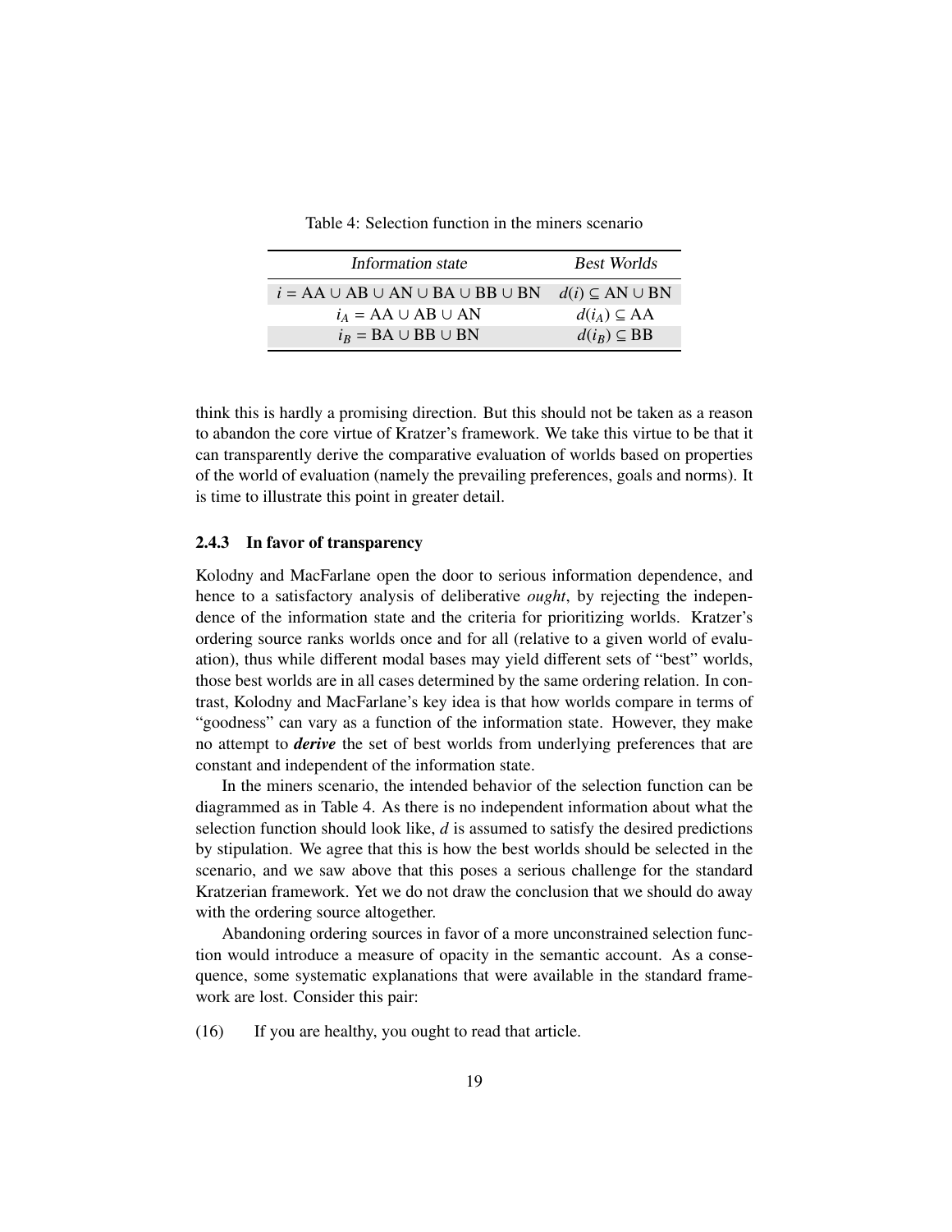Table 4: Selection function in the miners scenario

| *Information state* | *Best Worlds* |
| --- | --- |
| $i = \text{AA} \cup \text{AB} \cup \text{AN} \cup \text{BA} \cup \text{BB} \cup \text{BN}$ | $d(i) \subseteq \text{AN} \cup \text{BN}$ |
| $i_A = \text{AA} \cup \text{AB} \cup \text{AN}$ | $d(i_A) \subseteq \text{AA}$ |
| $i_B = \text{BA} \cup \text{BB} \cup \text{BN}$ | $d(i_B) \subseteq \text{BB}$ |

think this is hardly a promising direction. But this should not be taken as a reason to abandon the core virtue of Kratzer's framework. We take this virtue to be that it can transparently derive the comparative evaluation of worlds based on properties of the world of evaluation (namely the prevailing preferences, goals and norms). It is time to illustrate this point in greater detail.

### 2.4.3 In favor of transparency

Kolodny and MacFarlane open the door to serious information dependence, and hence to a satisfactory analysis of deliberative *ought*, by rejecting the independence of the information state and the criteria for prioritizing worlds. Kratzer's ordering source ranks worlds once and for all (relative to a given world of evaluation), thus while different modal bases may yield different sets of "best" worlds, those best worlds are in all cases determined by the same ordering relation. In contrast, Kolodny and MacFarlane's key idea is that how worlds compare in terms of "goodness" can vary as a function of the information state. However, they make no attempt to ***derive*** the set of best worlds from underlying preferences that are constant and independent of the information state.

In the miners scenario, the intended behavior of the selection function can be diagrammed as in Table 4. As there is no independent information about what the selection function should look like, $d$ is assumed to satisfy the desired predictions by stipulation. We agree that this is how the best worlds should be selected in the scenario, and we saw above that this poses a serious challenge for the standard Kratzerian framework. Yet we do not draw the conclusion that we should do away with the ordering source altogether.

Abandoning ordering sources in favor of a more unconstrained selection function would introduce a measure of opacity in the semantic account. As a consequence, some systematic explanations that were available in the standard framework are lost. Consider this pair:

(16) If you are healthy, you ought to read that article.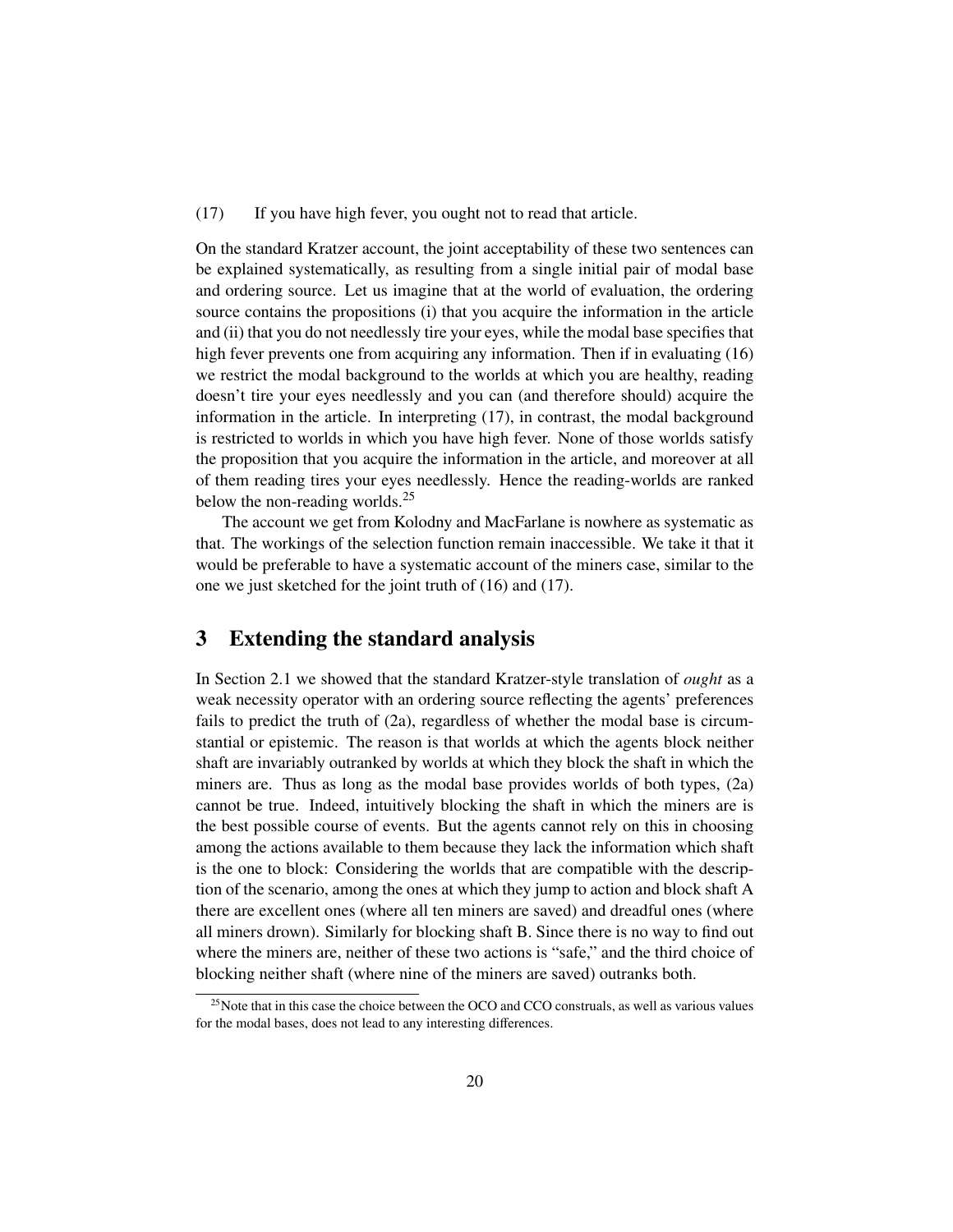(17) If you have high fever, you ought not to read that article.

On the standard Kratzer account, the joint acceptability of these two sentences can be explained systematically, as resulting from a single initial pair of modal base and ordering source. Let us imagine that at the world of evaluation, the ordering source contains the propositions (i) that you acquire the information in the article and (ii) that you do not needlessly tire your eyes, while the modal base specifies that high fever prevents one from acquiring any information. Then if in evaluating (16) we restrict the modal background to the worlds at which you are healthy, reading doesn't tire your eyes needlessly and you can (and therefore should) acquire the information in the article. In interpreting (17), in contrast, the modal background is restricted to worlds in which you have high fever. None of those worlds satisfy the proposition that you acquire the information in the article, and moreover at all of them reading tires your eyes needlessly. Hence the reading-worlds are ranked below the non-reading worlds.[25]

The account we get from Kolodny and MacFarlane is nowhere as systematic as that. The workings of the selection function remain inaccessible. We take it that it would be preferable to have a systematic account of the miners case, similar to the one we just sketched for the joint truth of (16) and (17).

## 3 Extending the standard analysis

In Section 2.1 we showed that the standard Kratzer-style translation of *ought* as a weak necessity operator with an ordering source reflecting the agents' preferences fails to predict the truth of (2a), regardless of whether the modal base is circumstantial or epistemic. The reason is that worlds at which the agents block neither shaft are invariably outranked by worlds at which they block the shaft in which the miners are. Thus as long as the modal base provides worlds of both types, (2a) cannot be true. Indeed, intuitively blocking the shaft in which the miners are is the best possible course of events. But the agents cannot rely on this in choosing among the actions available to them because they lack the information which shaft is the one to block: Considering the worlds that are compatible with the description of the scenario, among the ones at which they jump to action and block shaft A there are excellent ones (where all ten miners are saved) and dreadful ones (where all miners drown). Similarly for blocking shaft B. Since there is no way to find out where the miners are, neither of these two actions is "safe," and the third choice of blocking neither shaft (where nine of the miners are saved) outranks both.

[25] Note that in this case the choice between the OCO and CCO construals, as well as various values for the modal bases, does not lead to any interesting differences.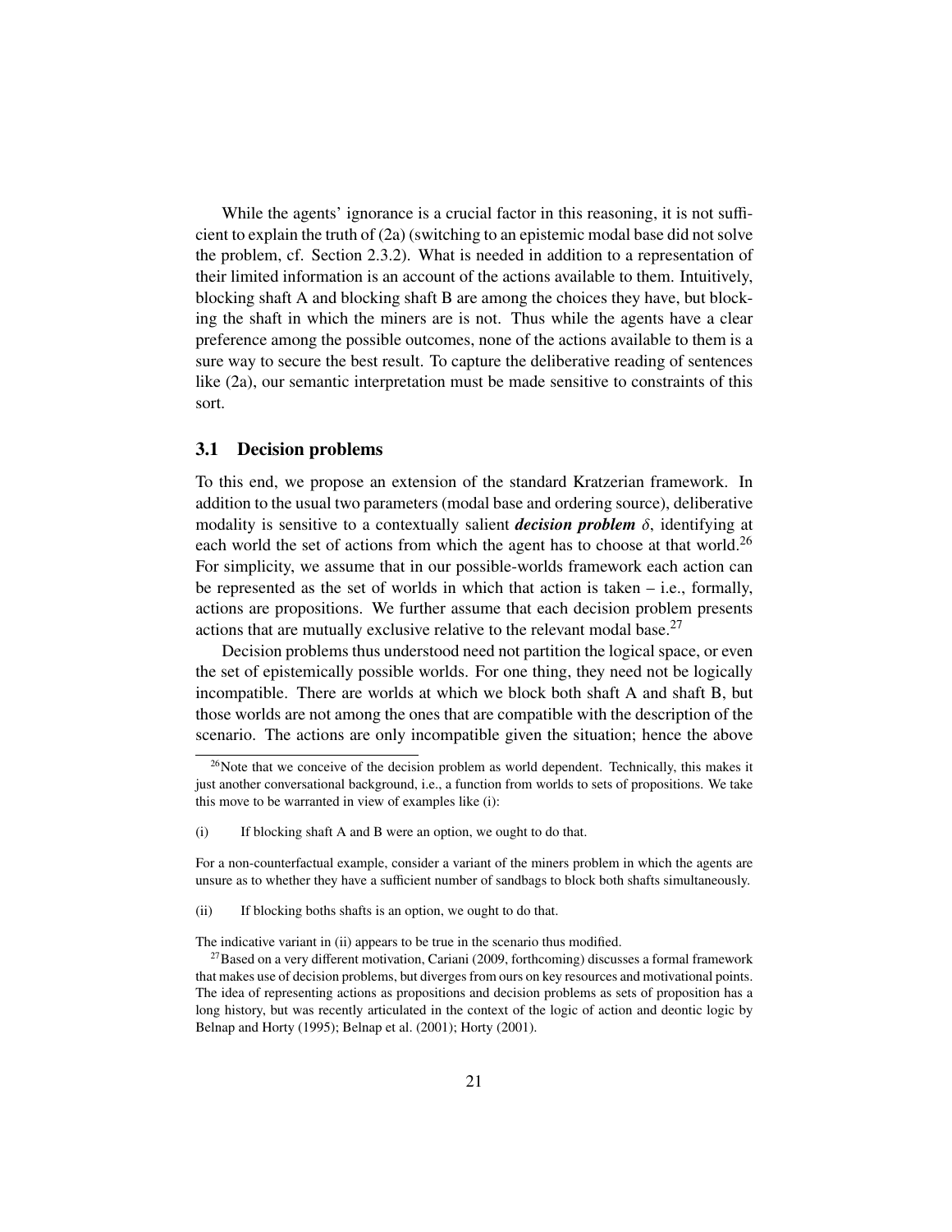While the agents' ignorance is a crucial factor in this reasoning, it is not sufficient to explain the truth of (2a) (switching to an epistemic modal base did not solve the problem, cf. Section 2.3.2). What is needed in addition to a representation of their limited information is an account of the actions available to them. Intuitively, blocking shaft A and blocking shaft B are among the choices they have, but blocking the shaft in which the miners are is not. Thus while the agents have a clear preference among the possible outcomes, none of the actions available to them is a sure way to secure the best result. To capture the deliberative reading of sentences like (2a), our semantic interpretation must be made sensitive to constraints of this sort.

### 3.1 Decision problems

To this end, we propose an extension of the standard Kratzerian framework. In addition to the usual two parameters (modal base and ordering source), deliberative modality is sensitive to a contextually salient ***decision problem*** $\delta$, identifying at each world the set of actions from which the agent has to choose at that world.[26] For simplicity, we assume that in our possible-worlds framework each action can be represented as the set of worlds in which that action is taken – i.e., formally, actions are propositions. We further assume that each decision problem presents actions that are mutually exclusive relative to the relevant modal base.[27]

Decision problems thus understood need not partition the logical space, or even the set of epistemically possible worlds. For one thing, they need not be logically incompatible. There are worlds at which we block both shaft A and shaft B, but those worlds are not among the ones that are compatible with the description of the scenario. The actions are only incompatible given the situation; hence the above

---

[26] Note that we conceive of the decision problem as world dependent. Technically, this makes it just another conversational background, i.e., a function from worlds to sets of propositions. We take this move to be warranted in view of examples like (i):

(i) If blocking shaft A and B were an option, we ought to do that.

For a non-counterfactual example, consider a variant of the miners problem in which the agents are unsure as to whether they have a sufficient number of sandbags to block both shafts simultaneously.

(ii) If blocking boths shafts is an option, we ought to do that.

The indicative variant in (ii) appears to be true in the scenario thus modified.

[27] Based on a very different motivation, Cariani (2009, forthcoming) discusses a formal framework that makes use of decision problems, but diverges from ours on key resources and motivational points. The idea of representing actions as propositions and decision problems as sets of proposition has a long history, but was recently articulated in the context of the logic of action and deontic logic by Belnap and Horty (1995); Belnap et al. (2001); Horty (2001).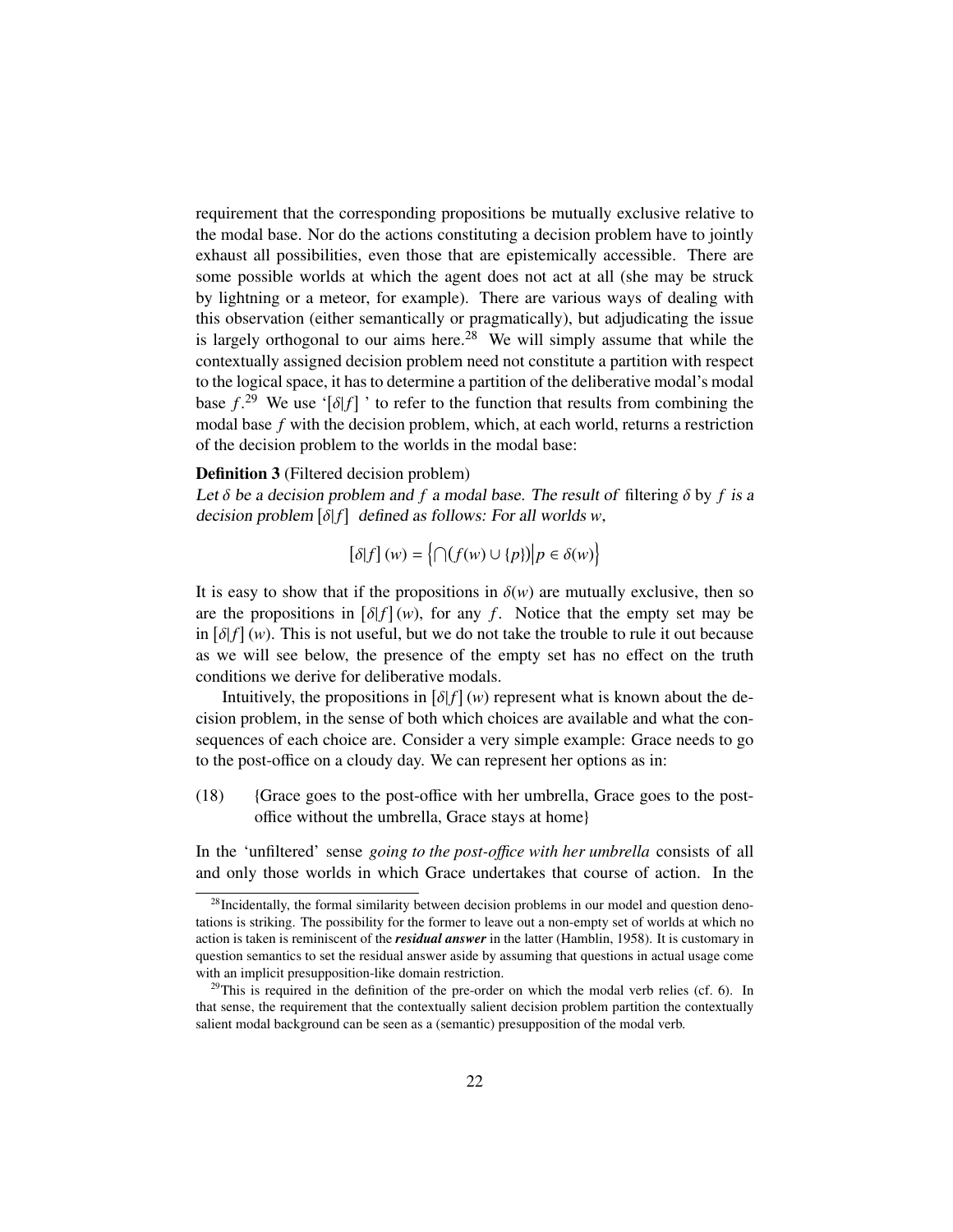requirement that the corresponding propositions be mutually exclusive relative to the modal base. Nor do the actions constituting a decision problem have to jointly exhaust all possibilities, even those that are epistemically accessible. There are some possible worlds at which the agent does not act at all (she may be struck by lightning or a meteor, for example). There are various ways of dealing with this observation (either semantically or pragmatically), but adjudicating the issue is largely orthogonal to our aims here.[28] We will simply assume that while the contextually assigned decision problem need not constitute a partition with respect to the logical space, it has to determine a partition of the deliberative modal's modal base $f$.[29] We use '$[\delta|f]$ ' to refer to the function that results from combining the modal base $f$ with the decision problem, which, at each world, returns a restriction of the decision problem to the worlds in the modal base:

**Definition 3** (Filtered decision problem)
*Let $\delta$ be a decision problem and $f$ a modal base. The result of* filtering $\delta$ by $f$ *is a decision problem $[\delta|f]$ defined as follows: For all worlds $w$,*

$$[\delta|f](w) = \left\{ \bigcap (f(w) \cup \{p\}) \middle| p \in \delta(w) \right\}$$

It is easy to show that if the propositions in $\delta(w)$ are mutually exclusive, then so are the propositions in $[\delta|f](w)$, for any $f$. Notice that the empty set may be in $[\delta|f](w)$. This is not useful, but we do not take the trouble to rule it out because as we will see below, the presence of the empty set has no effect on the truth conditions we derive for deliberative modals.

Intuitively, the propositions in $[\delta|f](w)$ represent what is known about the decision problem, in the sense of both which choices are available and what the consequences of each choice are. Consider a very simple example: Grace needs to go to the post-office on a cloudy day. We can represent her options as in:

(18) {Grace goes to the post-office with her umbrella, Grace goes to the post-office without the umbrella, Grace stays at home}

In the 'unfiltered' sense *going to the post-office with her umbrella* consists of all and only those worlds in which Grace undertakes that course of action. In the

[28] Incidentally, the formal similarity between decision problems in our model and question denotations is striking. The possibility for the former to leave out a non-empty set of worlds at which no action is taken is reminiscent of the ***residual answer*** in the latter (Hamblin, 1958). It is customary in question semantics to set the residual answer aside by assuming that questions in actual usage come with an implicit presupposition-like domain restriction.

[29] This is required in the definition of the pre-order on which the modal verb relies (cf. 6). In that sense, the requirement that the contextually salient decision problem partition the contextually salient modal background can be seen as a (semantic) presupposition of the modal verb.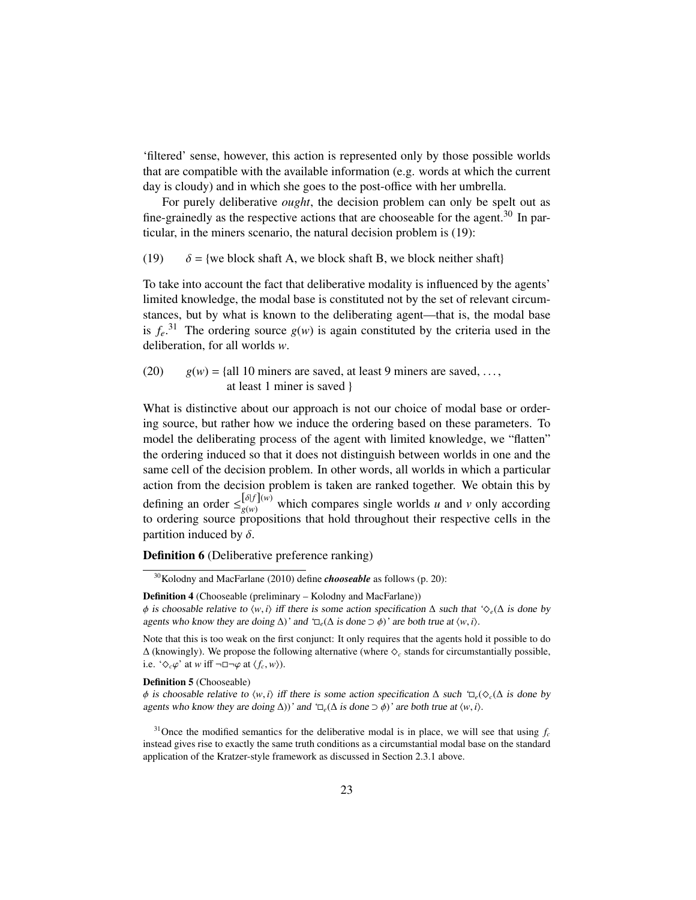'filtered' sense, however, this action is represented only by those possible worlds that are compatible with the available information (e.g. words at which the current day is cloudy) and in which she goes to the post-office with her umbrella.

For purely deliberative *ought*, the decision problem can only be spelt out as fine-grainedly as the respective actions that are chooseable for the agent.[30] In particular, in the miners scenario, the natural decision problem is (19):

(19) $\delta$ = {we block shaft A, we block shaft B, we block neither shaft}

To take into account the fact that deliberative modality is influenced by the agents' limited knowledge, the modal base is constituted not by the set of relevant circumstances, but by what is known to the deliberating agent—that is, the modal base is $f_e$.[31] The ordering source $g(w)$ is again constituted by the criteria used in the deliberation, for all worlds $w$.

(20) $g(w)$ = {all 10 miners are saved, at least 9 miners are saved, ..., at least 1 miner is saved }

What is distinctive about our approach is not our choice of modal base or ordering source, but rather how we induce the ordering based on these parameters. To model the deliberating process of the agent with limited knowledge, we "flatten" the ordering induced so that it does not distinguish between worlds in one and the same cell of the decision problem. In other words, all worlds in which a particular action from the decision problem is taken are ranked together. We obtain this by defining an order $\leq_{g(w)}^{[\delta|f](w)}$ which compares single worlds $u$ and $v$ only according to ordering source propositions that hold throughout their respective cells in the partition induced by $\delta$.

**Definition 6** (Deliberative preference ranking)

---

[30] Kolodny and MacFarlane (2010) define ***chooseable*** as follows (p. 20):

**Definition 4** (Chooseable (preliminary – Kolodny and MacFarlane))
$\phi$ is choosable relative to $\langle w, i\rangle$ iff there is some action specification $\Delta$ such that '$\Diamond_e$($\Delta$ is done by agents who know they are doing $\Delta$)' and '$\Box_e$($\Delta$ is done $\supset \phi$)' are both true at $\langle w, i\rangle$.

Note that this is too weak on the first conjunct: It only requires that the agents hold it possible to do $\Delta$ (knowingly). We propose the following alternative (where $\Diamond_c$ stands for circumstantially possible, i.e. '$\Diamond_c\varphi$' at $w$ iff $\neg\Box\neg\varphi$ at $\langle f_c, w\rangle$).

**Definition 5** (Chooseable)
$\phi$ is choosable relative to $\langle w, i\rangle$ iff there is some action specification $\Delta$ such '$\Box_e$($\Diamond_c$($\Delta$ is done by agents who know they are doing $\Delta$))' and '$\Box_e$($\Delta$ is done $\supset \phi$)' are both true at $\langle w, i\rangle$.

[31] Once the modified semantics for the deliberative modal is in place, we will see that using $f_c$ instead gives rise to exactly the same truth conditions as a circumstantial modal base on the standard application of the Kratzer-style framework as discussed in Section 2.3.1 above.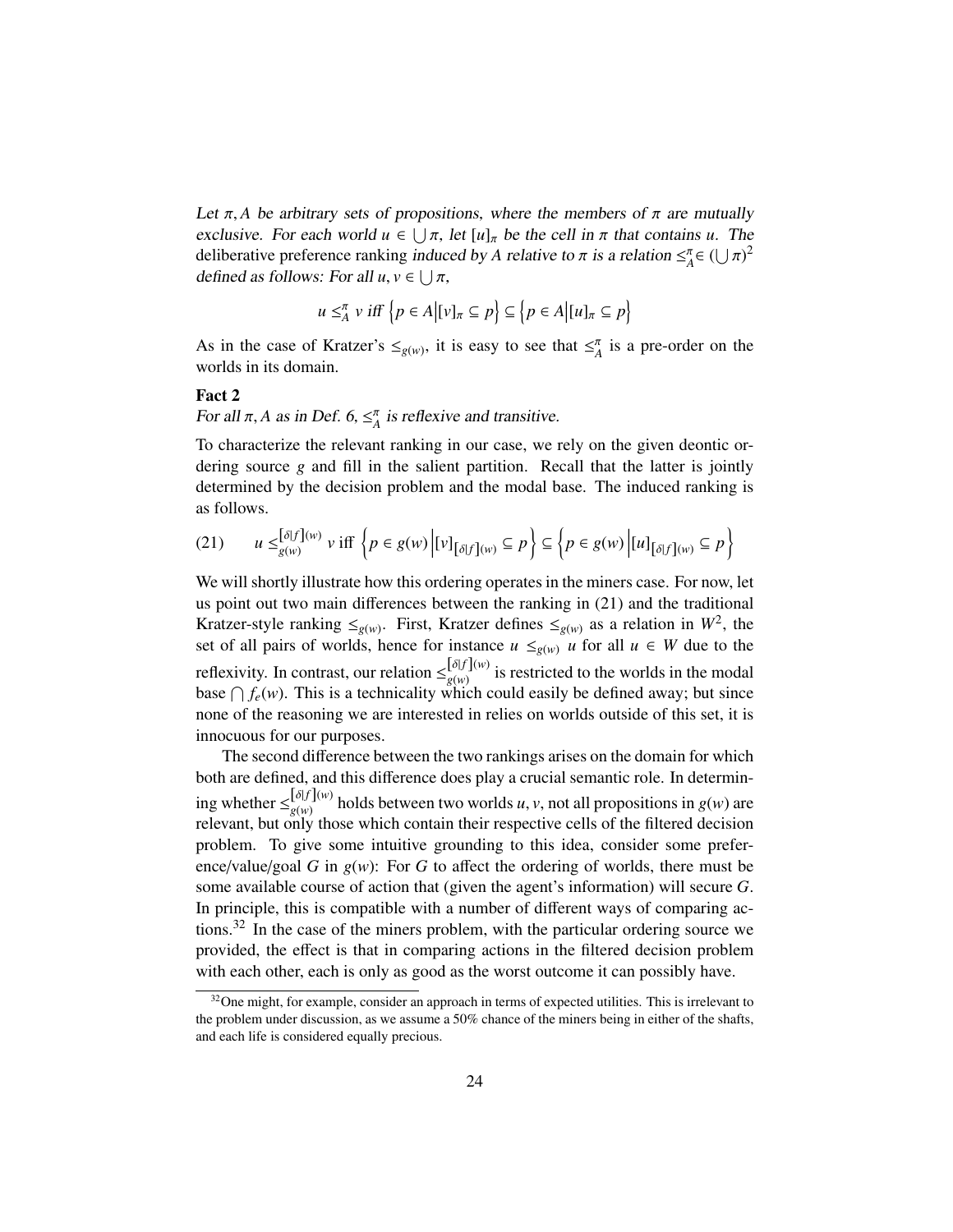*Let $\pi, A$ be arbitrary sets of propositions, where the members of $\pi$ are mutually exclusive. For each world $u \in \bigcup \pi$, let $[u]_\pi$ be the cell in $\pi$ that contains $u$. The* deliberative preference ranking *induced by $A$ relative to $\pi$ is a relation $\leq^\pi_A \in (\bigcup \pi)^2$ defined as follows: For all $u, v \in \bigcup \pi$,*

$$u \leq^\pi_A v \text{ iff } \left\{ p \in A \middle| [v]_\pi \subseteq p \right\} \subseteq \left\{ p \in A \middle| [u]_\pi \subseteq p \right\}$$

As in the case of Kratzer's $\leq_{g(w)}$, it is easy to see that $\leq^\pi_A$ is a pre-order on the worlds in its domain.

**Fact 2**

*For all $\pi, A$ as in Def. 6, $\leq^\pi_A$ is reflexive and transitive.*

To characterize the relevant ranking in our case, we rely on the given deontic ordering source $g$ and fill in the salient partition. Recall that the latter is jointly determined by the decision problem and the modal base. The induced ranking is as follows.

(21) $$u \leq^{[\delta|f](w)}_{g(w)} v \text{ iff } \left\{ p \in g(w) \middle| [v]_{[\delta|f](w)} \subseteq p \right\} \subseteq \left\{ p \in g(w) \middle| [u]_{[\delta|f](w)} \subseteq p \right\}$$

We will shortly illustrate how this ordering operates in the miners case. For now, let us point out two main differences between the ranking in (21) and the traditional Kratzer-style ranking $\leq_{g(w)}$. First, Kratzer defines $\leq_{g(w)}$ as a relation in $W^2$, the set of all pairs of worlds, hence for instance $u \leq_{g(w)} u$ for all $u \in W$ due to the reflexivity. In contrast, our relation $\leq^{[\delta|f](w)}_{g(w)}$ is restricted to the worlds in the modal base $\bigcap f_e(w)$. This is a technicality which could easily be defined away; but since none of the reasoning we are interested in relies on worlds outside of this set, it is innocuous for our purposes.

The second difference between the two rankings arises on the domain for which both are defined, and this difference does play a crucial semantic role. In determining whether $\leq^{[\delta|f](w)}_{g(w)}$ holds between two worlds $u, v$, not all propositions in $g(w)$ are relevant, but only those which contain their respective cells of the filtered decision problem. To give some intuitive grounding to this idea, consider some preference/value/goal $G$ in $g(w)$: For $G$ to affect the ordering of worlds, there must be some available course of action that (given the agent's information) will secure $G$. In principle, this is compatible with a number of different ways of comparing actions.[32] In the case of the miners problem, with the particular ordering source we provided, the effect is that in comparing actions in the filtered decision problem with each other, each is only as good as the worst outcome it can possibly have.

[32] One might, for example, consider an approach in terms of expected utilities. This is irrelevant to the problem under discussion, as we assume a 50% chance of the miners being in either of the shafts, and each life is considered equally precious.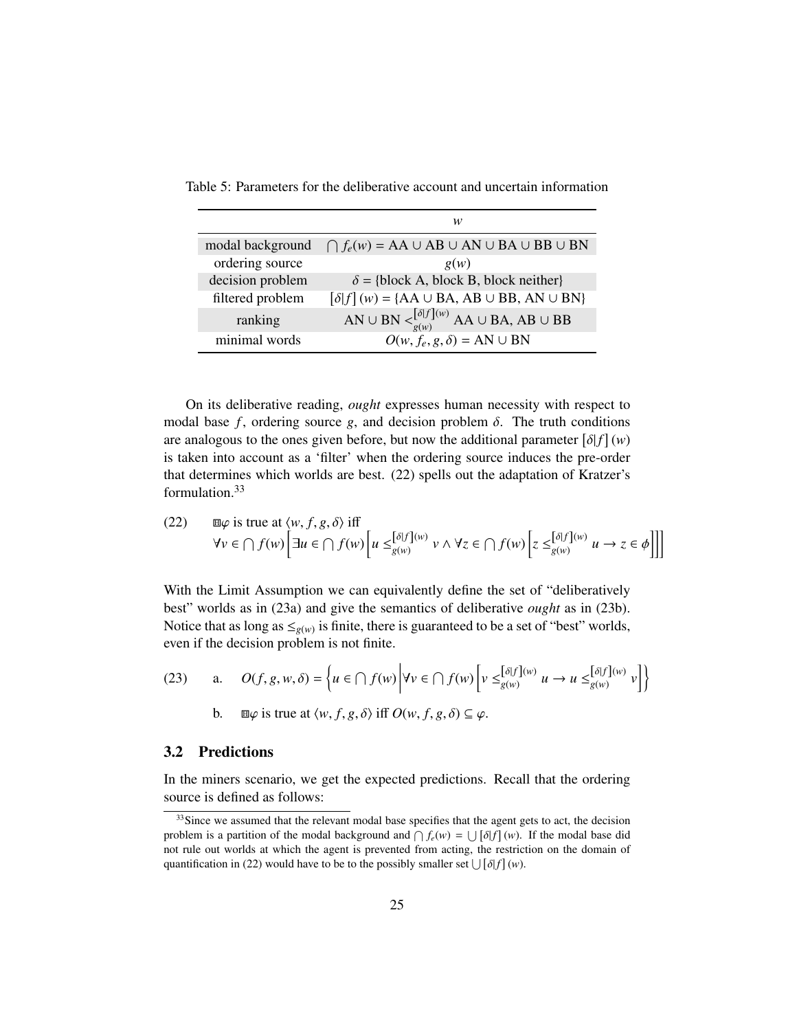Table 5: Parameters for the deliberative account and uncertain information

| | $w$ |
|---|---|
| modal background | $\bigcap f_e(w) = \text{AA} \cup \text{AB} \cup \text{AN} \cup \text{BA} \cup \text{BB} \cup \text{BN}$ |
| ordering source | $g(w)$ |
| decision problem | $\delta$ = {block A, block B, block neither} |
| filtered problem | $[\delta\|f](w) = \{\text{AA} \cup \text{BA}, \text{AB} \cup \text{BB}, \text{AN} \cup \text{BN}\}$ |
| ranking | $\text{AN} \cup \text{BN} <_{g(w)}^{[\delta\|f](w)} \text{AA} \cup \text{BA}, \text{AB} \cup \text{BB}$ |
| minimal words | $O(w, f_e, g, \delta) = \text{AN} \cup \text{BN}$ |

On its deliberative reading, *ought* expresses human necessity with respect to modal base $f$, ordering source $g$, and decision problem $\delta$. The truth conditions are analogous to the ones given before, but now the additional parameter $[\delta|f](w)$ is taken into account as a 'filter' when the ordering source induces the pre-order that determines which worlds are best. (22) spells out the adaptation of Kratzer's formulation.[33]

(22) $\boxplus\varphi$ is true at $\langle w, f, g, \delta \rangle$ iff
$$\forall v \in \bigcap f(w) \Big[ \exists u \in \bigcap f(w) \Big[ u \leq_{g(w)}^{[\delta|f](w)} v \wedge \forall z \in \bigcap f(w) \Big[ z \leq_{g(w)}^{[\delta|f](w)} u \rightarrow z \in \phi \Big] \Big] \Big]$$

With the Limit Assumption we can equivalently define the set of "deliberatively best" worlds as in (23a) and give the semantics of deliberative *ought* as in (23b). Notice that as long as $\leq_{g(w)}$ is finite, there is guaranteed to be a set of "best" worlds, even if the decision problem is not finite.

(23) a. $$O(f, g, w, \delta) = \Big\{ u \in \bigcap f(w) \Big| \forall v \in \bigcap f(w) \Big[ v \leq_{g(w)}^{[\delta|f](w)} u \rightarrow u \leq_{g(w)}^{[\delta|f](w)} v \Big] \Big\}$$

b. $\boxplus\varphi$ is true at $\langle w, f, g, \delta \rangle$ iff $O(w, f, g, \delta) \subseteq \varphi$.

### 3.2 Predictions

In the miners scenario, we get the expected predictions. Recall that the ordering source is defined as follows:

[33] Since we assumed that the relevant modal base specifies that the agent gets to act, the decision problem is a partition of the modal background and $\bigcap f_e(w) = \bigcup [\delta|f](w)$. If the modal base did not rule out worlds at which the agent is prevented from acting, the restriction on the domain of quantification in (22) would have to be to the possibly smaller set $\bigcup [\delta|f](w)$.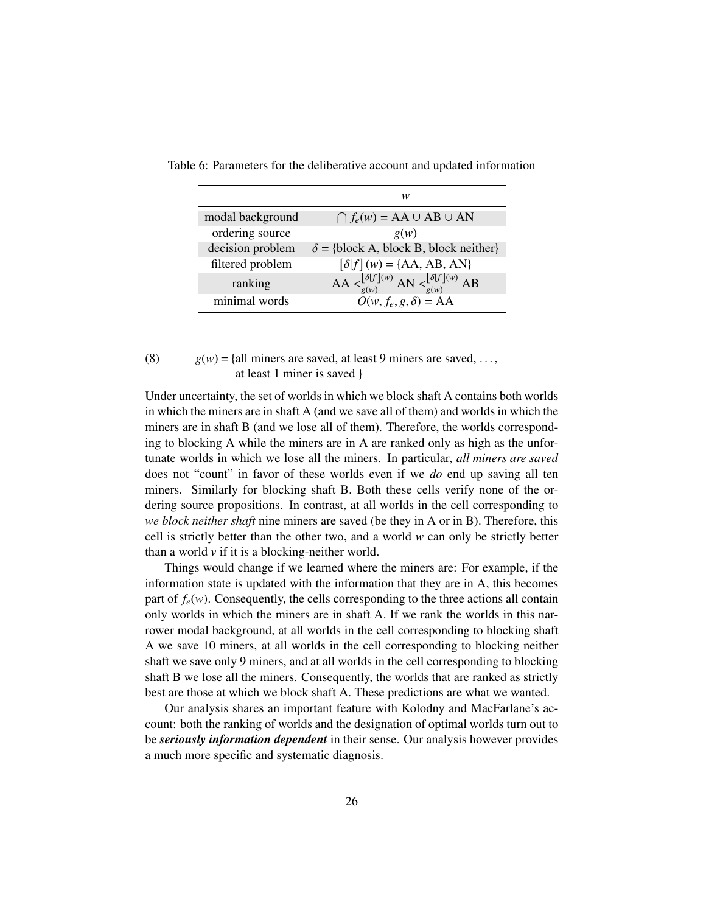Table 6: Parameters for the deliberative account and updated information

| | $w$ |
|---|---|
| modal background | $\bigcap f_e(w) = \text{AA} \cup \text{AB} \cup \text{AN}$ |
| ordering source | $g(w)$ |
| decision problem | $\delta = \{\text{block A, block B, block neither}\}$ |
| filtered problem | $[\delta\|f]\,(w) = \{\text{AA, AB, AN}\}$ |
| ranking | $\text{AA} <_{g(w)}^{[\delta\|f](w)} \text{AN} <_{g(w)}^{[\delta\|f](w)} \text{AB}$ |
| minimal words | $O(w, f_e, g, \delta) = \text{AA}$ |

(8) $g(w) = \{$all miners are saved, at least 9 miners are saved, ..., at least 1 miner is saved $\}$

Under uncertainty, the set of worlds in which we block shaft A contains both worlds in which the miners are in shaft A (and we save all of them) and worlds in which the miners are in shaft B (and we lose all of them). Therefore, the worlds corresponding to blocking A while the miners are in A are ranked only as high as the unfortunate worlds in which we lose all the miners. In particular, *all miners are saved* does not "count" in favor of these worlds even if we *do* end up saving all ten miners. Similarly for blocking shaft B. Both these cells verify none of the ordering source propositions. In contrast, at all worlds in the cell corresponding to *we block neither shaft* nine miners are saved (be they in A or in B). Therefore, this cell is strictly better than the other two, and a world $w$ can only be strictly better than a world $v$ if it is a blocking-neither world.

Things would change if we learned where the miners are: For example, if the information state is updated with the information that they are in A, this becomes part of $f_e(w)$. Consequently, the cells corresponding to the three actions all contain only worlds in which the miners are in shaft A. If we rank the worlds in this narrower modal background, at all worlds in the cell corresponding to blocking shaft A we save 10 miners, at all worlds in the cell corresponding to blocking neither shaft we save only 9 miners, and at all worlds in the cell corresponding to blocking shaft B we lose all the miners. Consequently, the worlds that are ranked as strictly best are those at which we block shaft A. These predictions are what we wanted.

Our analysis shares an important feature with Kolodny and MacFarlane's account: both the ranking of worlds and the designation of optimal worlds turn out to be ***seriously information dependent*** in their sense. Our analysis however provides a much more specific and systematic diagnosis.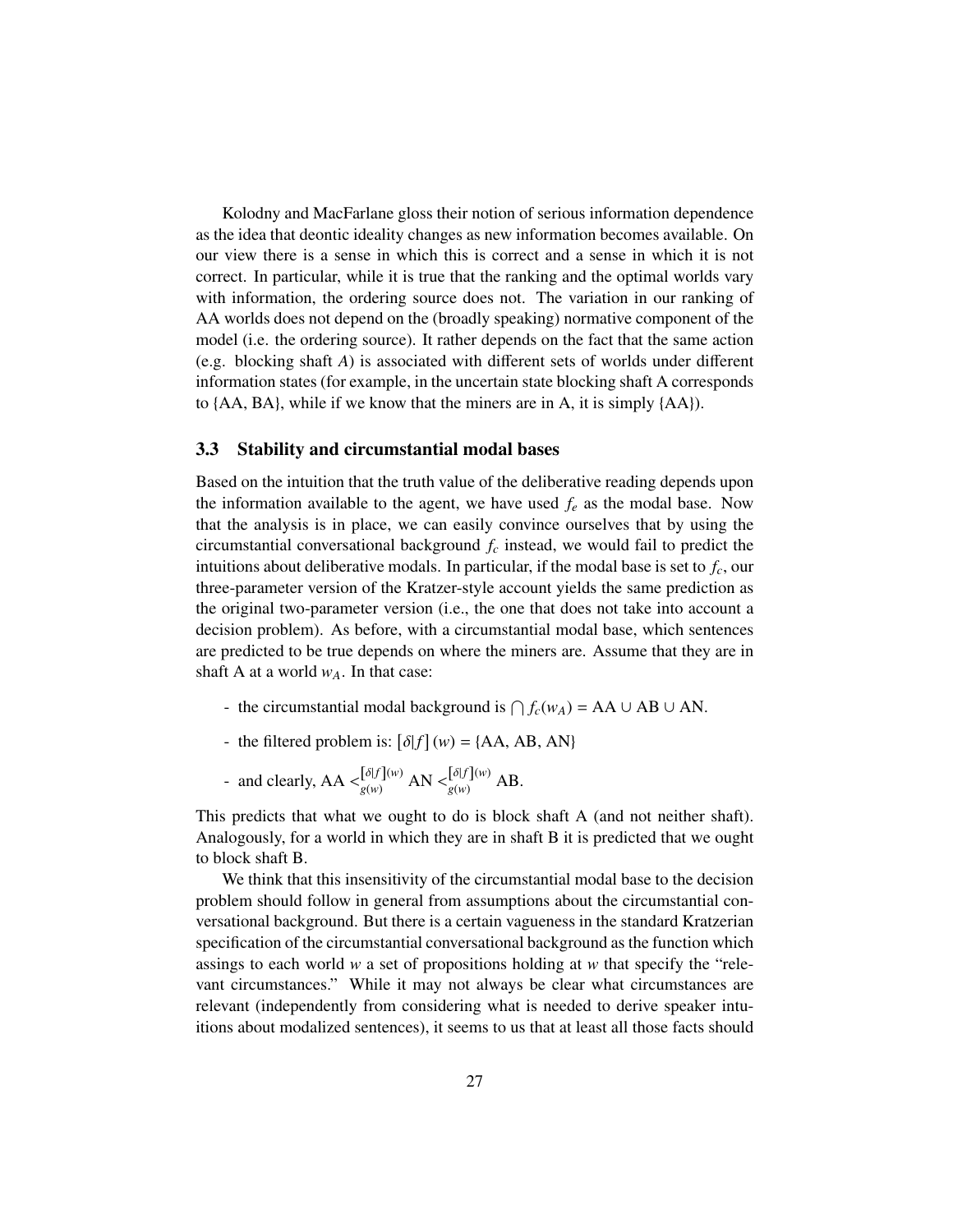Kolodny and MacFarlane gloss their notion of serious information dependence as the idea that deontic ideality changes as new information becomes available. On our view there is a sense in which this is correct and a sense in which it is not correct. In particular, while it is true that the ranking and the optimal worlds vary with information, the ordering source does not. The variation in our ranking of AA worlds does not depend on the (broadly speaking) normative component of the model (i.e. the ordering source). It rather depends on the fact that the same action (e.g. blocking shaft *A*) is associated with different sets of worlds under different information states (for example, in the uncertain state blocking shaft A corresponds to {AA, BA}, while if we know that the miners are in A, it is simply {AA}).

### 3.3 Stability and circumstantial modal bases

Based on the intuition that the truth value of the deliberative reading depends upon the information available to the agent, we have used $f_e$ as the modal base. Now that the analysis is in place, we can easily convince ourselves that by using the circumstantial conversational background $f_c$ instead, we would fail to predict the intuitions about deliberative modals. In particular, if the modal base is set to $f_c$, our three-parameter version of the Kratzer-style account yields the same prediction as the original two-parameter version (i.e., the one that does not take into account a decision problem). As before, with a circumstantial modal base, which sentences are predicted to be true depends on where the miners are. Assume that they are in shaft A at a world $w_A$. In that case:

- the circumstantial modal background is $\bigcap f_c(w_A)$ = AA ∪ AB ∪ AN.
- the filtered problem is: $[\delta|f](w)$ = {AA, AB, AN}
- and clearly, AA $<^{[\delta|f](w)}_{g(w)}$ AN $<^{[\delta|f](w)}_{g(w)}$ AB.

This predicts that what we ought to do is block shaft A (and not neither shaft). Analogously, for a world in which they are in shaft B it is predicted that we ought to block shaft B.

We think that this insensitivity of the circumstantial modal base to the decision problem should follow in general from assumptions about the circumstantial conversational background. But there is a certain vagueness in the standard Kratzerian specification of the circumstantial conversational background as the function which assings to each world *w* a set of propositions holding at *w* that specify the "relevant circumstances." While it may not always be clear what circumstances are relevant (independently from considering what is needed to derive speaker intuitions about modalized sentences), it seems to us that at least all those facts should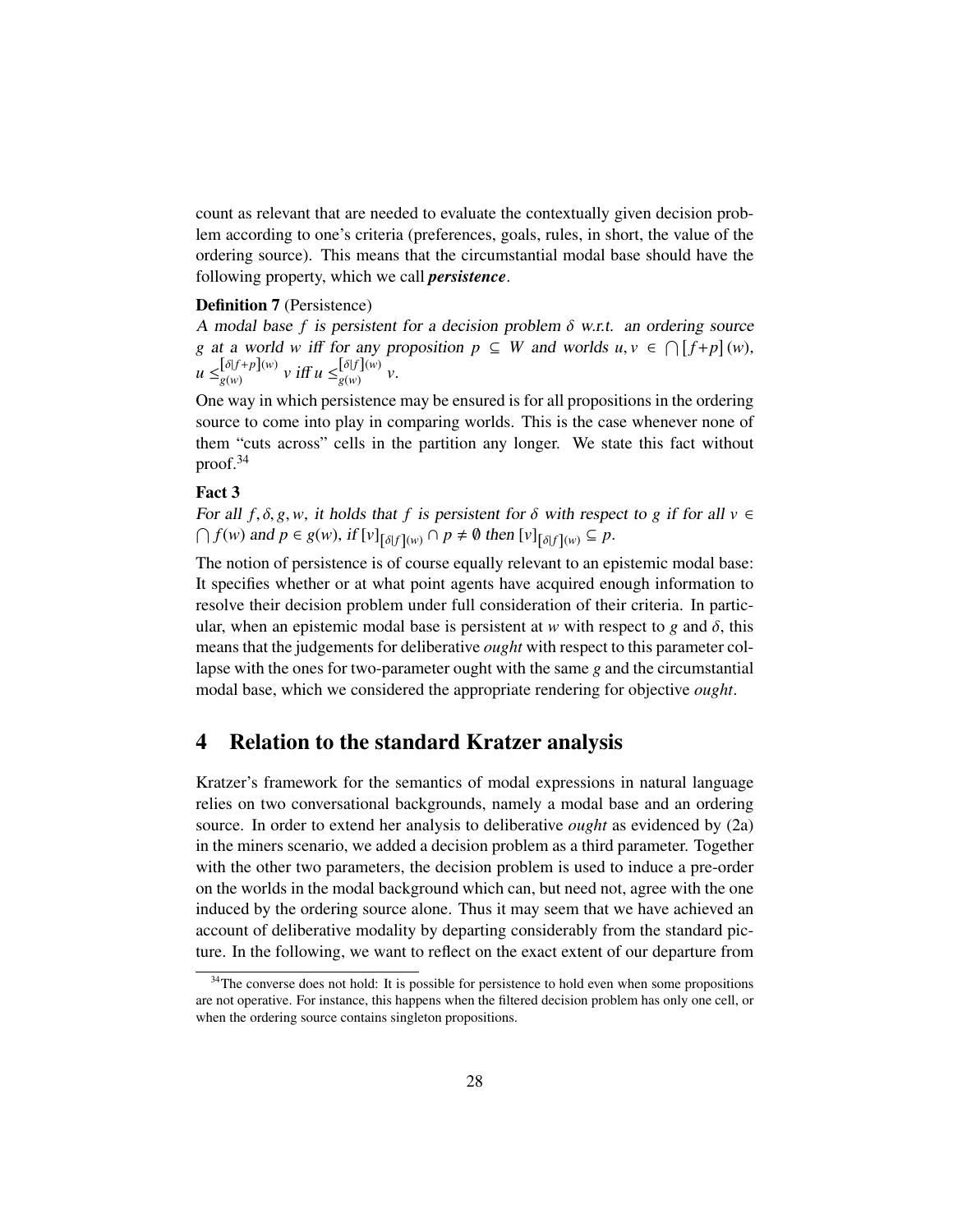count as relevant that are needed to evaluate the contextually given decision problem according to one's criteria (preferences, goals, rules, in short, the value of the ordering source). This means that the circumstantial modal base should have the following property, which we call ***persistence***.

**Definition 7** (Persistence)
*A modal base $f$ is persistent for a decision problem $\delta$ w.r.t. an ordering source $g$ at a world $w$ iff for any proposition $p \subseteq W$ and worlds $u, v \in \bigcap [f{+}p](w)$, $u \leq_{g(w)}^{[\delta|f+p](w)} v$ iff $u \leq_{g(w)}^{[\delta|f](w)} v$.*

One way in which persistence may be ensured is for all propositions in the ordering source to come into play in comparing worlds. This is the case whenever none of them "cuts across" cells in the partition any longer. We state this fact without proof.[34]

**Fact 3**
*For all $f, \delta, g, w$, it holds that $f$ is persistent for $\delta$ with respect to $g$ if for all $v \in \bigcap f(w)$ and $p \in g(w)$, if $[v]_{[\delta|f](w)} \cap p \neq \emptyset$ then $[v]_{[\delta|f](w)} \subseteq p$.*

The notion of persistence is of course equally relevant to an epistemic modal base: It specifies whether or at what point agents have acquired enough information to resolve their decision problem under full consideration of their criteria. In particular, when an epistemic modal base is persistent at $w$ with respect to $g$ and $\delta$, this means that the judgements for deliberative *ought* with respect to this parameter collapse with the ones for two-parameter ought with the same $g$ and the circumstantial modal base, which we considered the appropriate rendering for objective *ought*.

## 4 Relation to the standard Kratzer analysis

Kratzer's framework for the semantics of modal expressions in natural language relies on two conversational backgrounds, namely a modal base and an ordering source. In order to extend her analysis to deliberative *ought* as evidenced by (2a) in the miners scenario, we added a decision problem as a third parameter. Together with the other two parameters, the decision problem is used to induce a pre-order on the worlds in the modal background which can, but need not, agree with the one induced by the ordering source alone. Thus it may seem that we have achieved an account of deliberative modality by departing considerably from the standard picture. In the following, we want to reflect on the exact extent of our departure from

[34] The converse does not hold: It is possible for persistence to hold even when some propositions are not operative. For instance, this happens when the filtered decision problem has only one cell, or when the ordering source contains singleton propositions.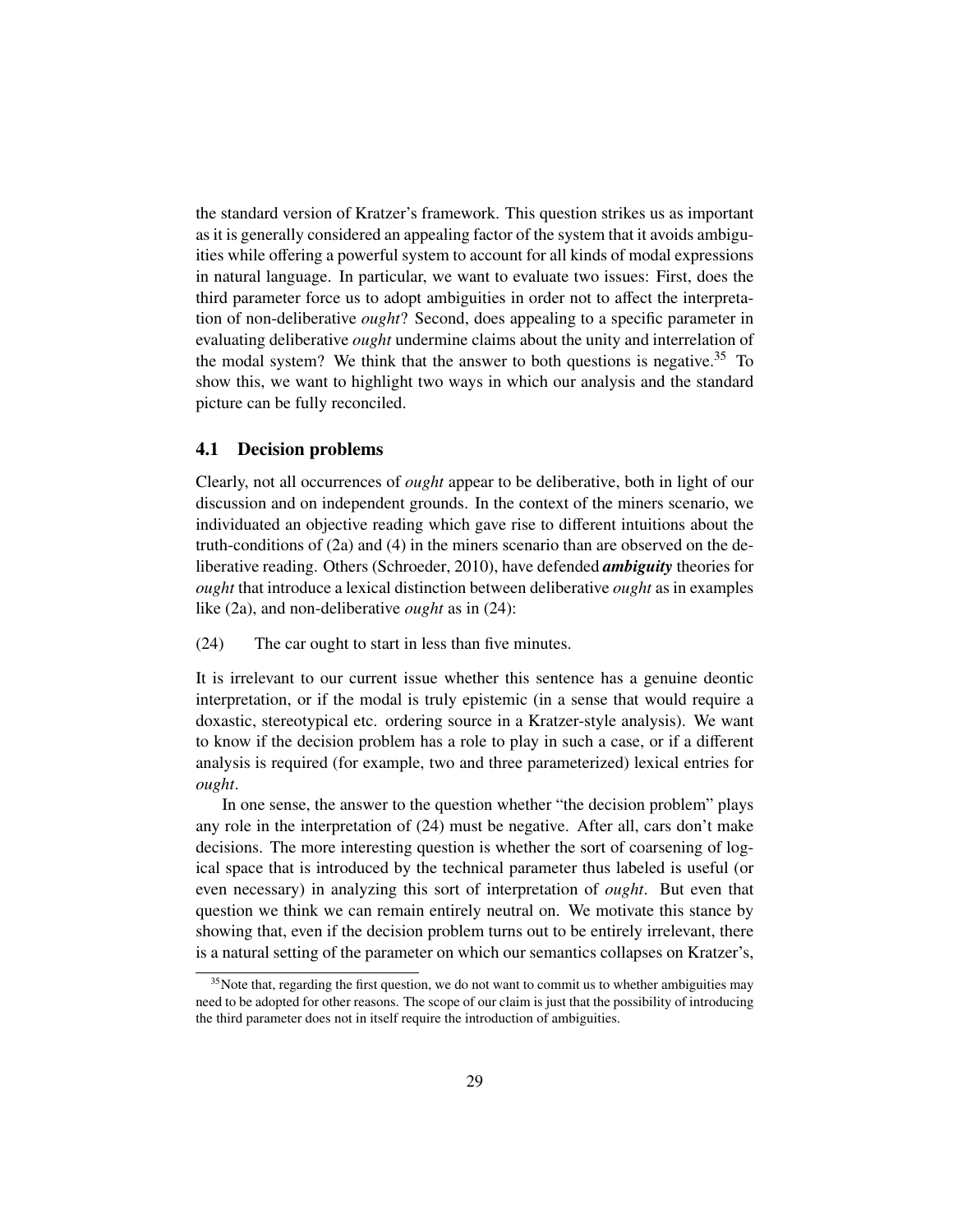the standard version of Kratzer's framework. This question strikes us as important as it is generally considered an appealing factor of the system that it avoids ambiguities while offering a powerful system to account for all kinds of modal expressions in natural language. In particular, we want to evaluate two issues: First, does the third parameter force us to adopt ambiguities in order not to affect the interpretation of non-deliberative *ought*? Second, does appealing to a specific parameter in evaluating deliberative *ought* undermine claims about the unity and interrelation of the modal system? We think that the answer to both questions is negative.[35] To show this, we want to highlight two ways in which our analysis and the standard picture can be fully reconciled.

### 4.1 Decision problems

Clearly, not all occurrences of *ought* appear to be deliberative, both in light of our discussion and on independent grounds. In the context of the miners scenario, we individuated an objective reading which gave rise to different intuitions about the truth-conditions of (2a) and (4) in the miners scenario than are observed on the deliberative reading. Others (Schroeder, 2010), have defended ***ambiguity*** theories for *ought* that introduce a lexical distinction between deliberative *ought* as in examples like (2a), and non-deliberative *ought* as in (24):

(24) The car ought to start in less than five minutes.

It is irrelevant to our current issue whether this sentence has a genuine deontic interpretation, or if the modal is truly epistemic (in a sense that would require a doxastic, stereotypical etc. ordering source in a Kratzer-style analysis). We want to know if the decision problem has a role to play in such a case, or if a different analysis is required (for example, two and three parameterized) lexical entries for *ought*.

In one sense, the answer to the question whether "the decision problem" plays any role in the interpretation of (24) must be negative. After all, cars don't make decisions. The more interesting question is whether the sort of coarsening of logical space that is introduced by the technical parameter thus labeled is useful (or even necessary) in analyzing this sort of interpretation of *ought*. But even that question we think we can remain entirely neutral on. We motivate this stance by showing that, even if the decision problem turns out to be entirely irrelevant, there is a natural setting of the parameter on which our semantics collapses on Kratzer's,

[35] Note that, regarding the first question, we do not want to commit us to whether ambiguities may need to be adopted for other reasons. The scope of our claim is just that the possibility of introducing the third parameter does not in itself require the introduction of ambiguities.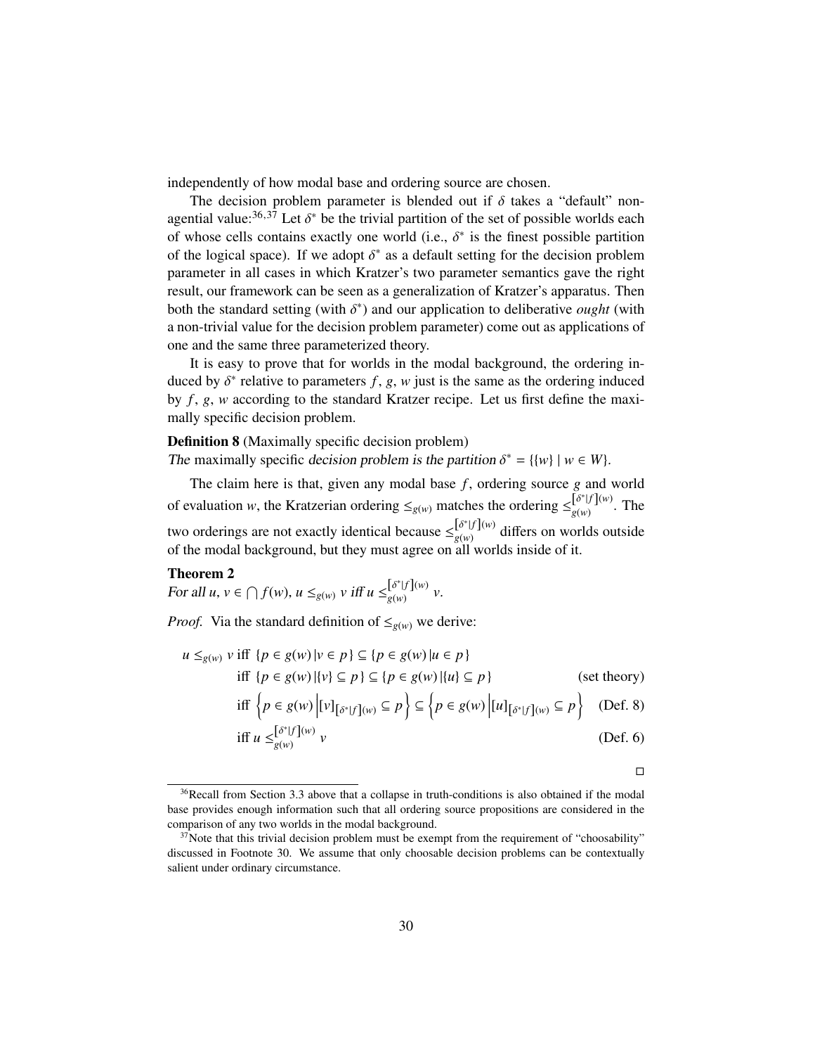independently of how modal base and ordering source are chosen.

The decision problem parameter is blended out if $\delta$ takes a "default" non-agential value:[36,37] Let $\delta^*$ be the trivial partition of the set of possible worlds each of whose cells contains exactly one world (i.e., $\delta^*$ is the finest possible partition of the logical space). If we adopt $\delta^*$ as a default setting for the decision problem parameter in all cases in which Kratzer's two parameter semantics gave the right result, our framework can be seen as a generalization of Kratzer's apparatus. Then both the standard setting (with $\delta^*$) and our application to deliberative *ought* (with a non-trivial value for the decision problem parameter) come out as applications of one and the same three parameterized theory.

It is easy to prove that for worlds in the modal background, the ordering induced by $\delta^*$ relative to parameters $f$, $g$, $w$ just is the same as the ordering induced by $f$, $g$, $w$ according to the standard Kratzer recipe. Let us first define the maximally specific decision problem.

**Definition 8** (Maximally specific decision problem)
*The* maximally specific *decision problem is the partition* $\delta^* = \{\{w\} \mid w \in W\}$.

The claim here is that, given any modal base $f$, ordering source $g$ and world of evaluation $w$, the Kratzerian ordering $\leq_{g(w)}$ matches the ordering $\leq_{g(w)}^{[\delta^*|f](w)}$. The two orderings are not exactly identical because $\leq_{g(w)}^{[\delta^*|f](w)}$ differs on worlds outside of the modal background, but they must agree on all worlds inside of it.

**Theorem 2**
*For all* $u, v \in \bigcap f(w)$, $u \leq_{g(w)} v$ *iff* $u \leq_{g(w)}^{[\delta^*|f](w)} v$.

*Proof.* Via the standard definition of $\leq_{g(w)}$ we derive:

$$
\begin{aligned}
u \leq_{g(w)} v \text{ iff } & \{p \in g(w) \,|\, v \in p\} \subseteq \{p \in g(w) \,|\, u \in p\} \\
\text{iff } & \{p \in g(w) \,|\, \{v\} \subseteq p\} \subseteq \{p \in g(w) \,|\, \{u\} \subseteq p\} && \text{(set theory)} \\
\text{iff } & \left\{p \in g(w) \,\middle|\, [v]_{[\delta^*|f](w)} \subseteq p\right\} \subseteq \left\{p \in g(w) \,\middle|\, [u]_{[\delta^*|f](w)} \subseteq p\right\} && \text{(Def. 8)} \\
\text{iff } & u \leq_{g(w)}^{[\delta^*|f](w)} v && \text{(Def. 6)}
\end{aligned}
$$

□

[36] Recall from Section 3.3 above that a collapse in truth-conditions is also obtained if the modal base provides enough information such that all ordering source propositions are considered in the comparison of any two worlds in the modal background.

[37] Note that this trivial decision problem must be exempt from the requirement of "choosability" discussed in Footnote 30. We assume that only choosable decision problems can be contextually salient under ordinary circumstance.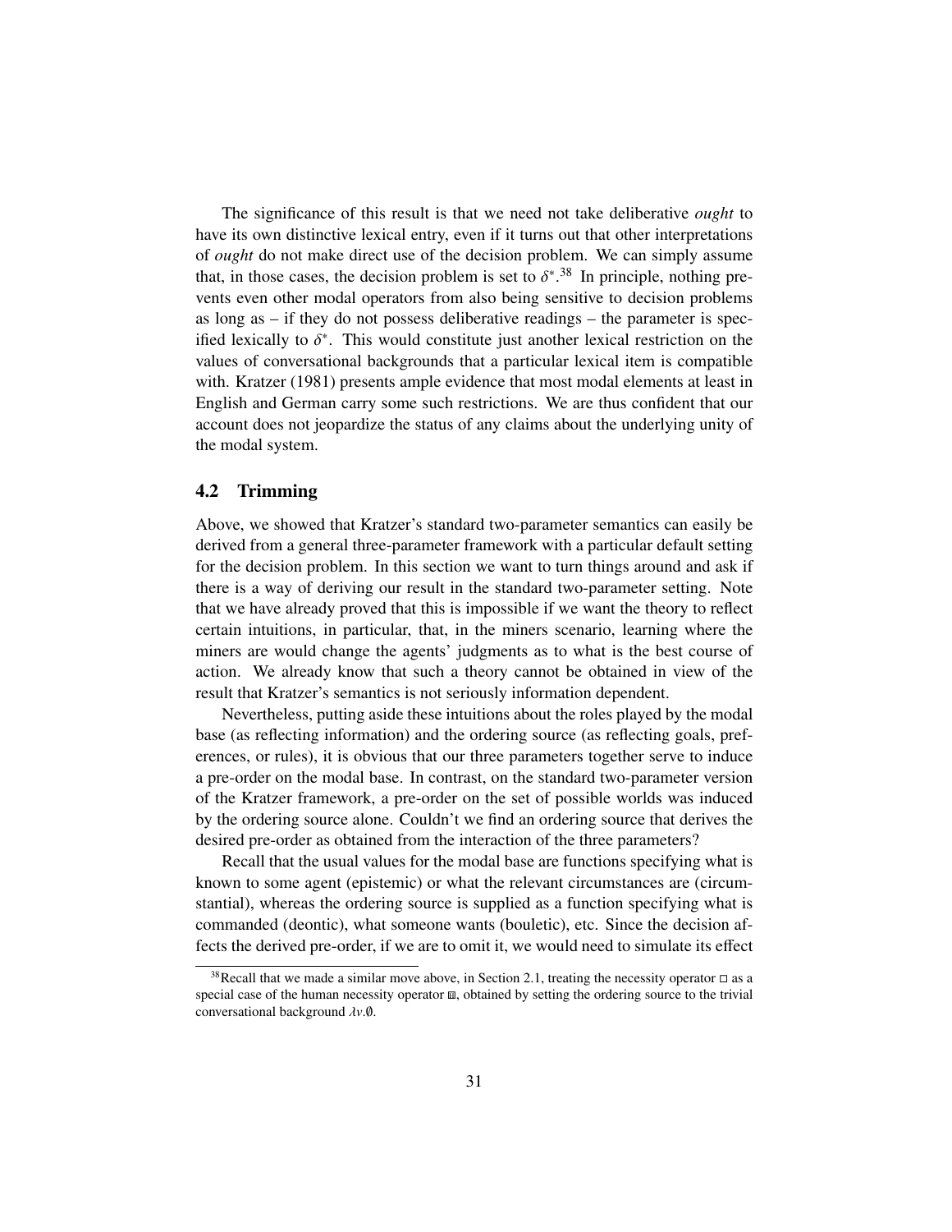The significance of this result is that we need not take deliberative *ought* to have its own distinctive lexical entry, even if it turns out that other interpretations of *ought* do not make direct use of the decision problem. We can simply assume that, in those cases, the decision problem is set to $\delta^*$.[38] In principle, nothing prevents even other modal operators from also being sensitive to decision problems as long as – if they do not possess deliberative readings – the parameter is specified lexically to $\delta^*$. This would constitute just another lexical restriction on the values of conversational backgrounds that a particular lexical item is compatible with. Kratzer (1981) presents ample evidence that most modal elements at least in English and German carry some such restrictions. We are thus confident that our account does not jeopardize the status of any claims about the underlying unity of the modal system.

## 4.2 Trimming

Above, we showed that Kratzer's standard two-parameter semantics can easily be derived from a general three-parameter framework with a particular default setting for the decision problem. In this section we want to turn things around and ask if there is a way of deriving our result in the standard two-parameter setting. Note that we have already proved that this is impossible if we want the theory to reflect certain intuitions, in particular, that, in the miners scenario, learning where the miners are would change the agents' judgments as to what is the best course of action. We already know that such a theory cannot be obtained in view of the result that Kratzer's semantics is not seriously information dependent.

Nevertheless, putting aside these intuitions about the roles played by the modal base (as reflecting information) and the ordering source (as reflecting goals, preferences, or rules), it is obvious that our three parameters together serve to induce a pre-order on the modal base. In contrast, on the standard two-parameter version of the Kratzer framework, a pre-order on the set of possible worlds was induced by the ordering source alone. Couldn't we find an ordering source that derives the desired pre-order as obtained from the interaction of the three parameters?

Recall that the usual values for the modal base are functions specifying what is known to some agent (epistemic) or what the relevant circumstances are (circumstantial), whereas the ordering source is supplied as a function specifying what is commanded (deontic), what someone wants (bouletic), etc. Since the decision affects the derived pre-order, if we are to omit it, we would need to simulate its effect

[38] Recall that we made a similar move above, in Section 2.1, treating the necessity operator $\Box$ as a special case of the human necessity operator $\boxdot$, obtained by setting the ordering source to the trivial conversational background $\lambda v.\emptyset$.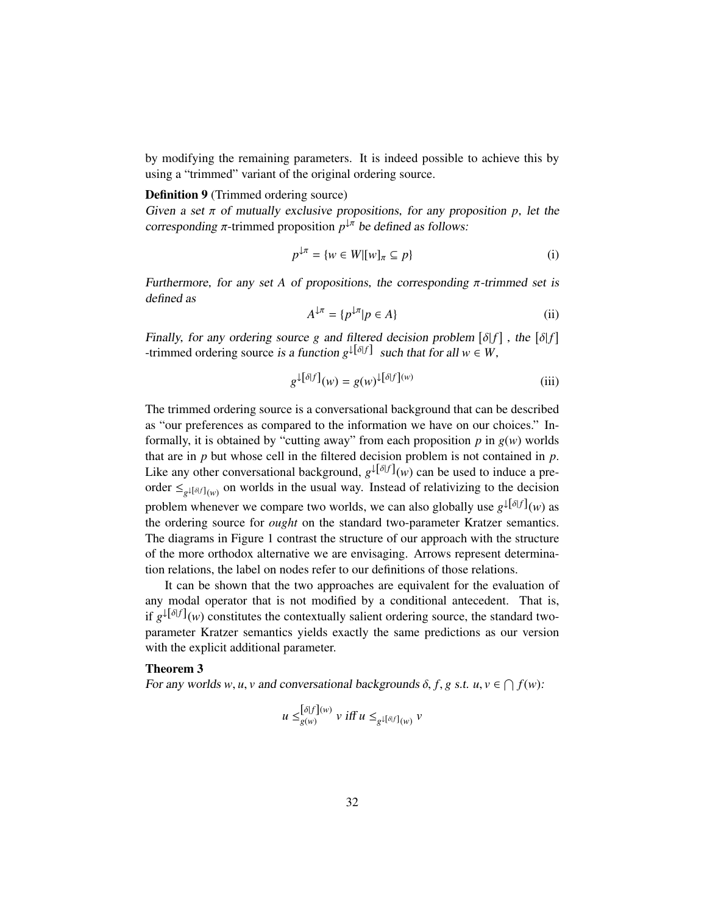by modifying the remaining parameters. It is indeed possible to achieve this by using a "trimmed" variant of the original ordering source.

**Definition 9** (Trimmed ordering source)
*Given a set* $\pi$ *of mutually exclusive propositions, for any proposition* $p$*, let the corresponding* $\pi$-trimmed proposition $p^{\downarrow\pi}$ *be defined as follows:*

$$p^{\downarrow\pi} = \{w \in W | [w]_\pi \subseteq p\} \tag{i}$$

*Furthermore, for any set* $A$ *of propositions, the corresponding* $\pi$*-trimmed set is defined as*

$$A^{\downarrow\pi} = \{p^{\downarrow\pi} | p \in A\} \tag{ii}$$

*Finally, for any ordering source* $g$ *and filtered decision problem* $[\delta|f]$ *, the* $[\delta|f]$ -trimmed ordering source *is a function* $g^{\downarrow[\delta|f]}$ *such that for all* $w \in W$*,*

$$g^{\downarrow[\delta|f]}(w) = g(w)^{\downarrow[\delta|f](w)} \tag{iii}$$

The trimmed ordering source is a conversational background that can be described as "our preferences as compared to the information we have on our choices." Informally, it is obtained by "cutting away" from each proposition $p$ in $g(w)$ worlds that are in $p$ but whose cell in the filtered decision problem is not contained in $p$. Like any other conversational background, $g^{\downarrow[\delta|f]}(w)$ can be used to induce a preorder $\leq_{g^{\downarrow[\delta|f]}(w)}$ on worlds in the usual way. Instead of relativizing to the decision problem whenever we compare two worlds, we can also globally use $g^{\downarrow[\delta|f]}(w)$ as the ordering source for *ought* on the standard two-parameter Kratzer semantics. The diagrams in Figure 1 contrast the structure of our approach with the structure of the more orthodox alternative we are envisaging. Arrows represent determination relations, the label on nodes refer to our definitions of those relations.

It can be shown that the two approaches are equivalent for the evaluation of any modal operator that is not modified by a conditional antecedent. That is, if $g^{\downarrow[\delta|f]}(w)$ constitutes the contextually salient ordering source, the standard two-parameter Kratzer semantics yields exactly the same predictions as our version with the explicit additional parameter.

**Theorem 3**
*For any worlds* $w, u, v$ *and conversational backgrounds* $\delta, f, g$ *s.t.* $u, v \in \bigcap f(w)$*:*

$$u \leq_{g(w)}^{[\delta|f](w)} v \text{ iff } u \leq_{g^{\downarrow[\delta|f]}(w)} v$$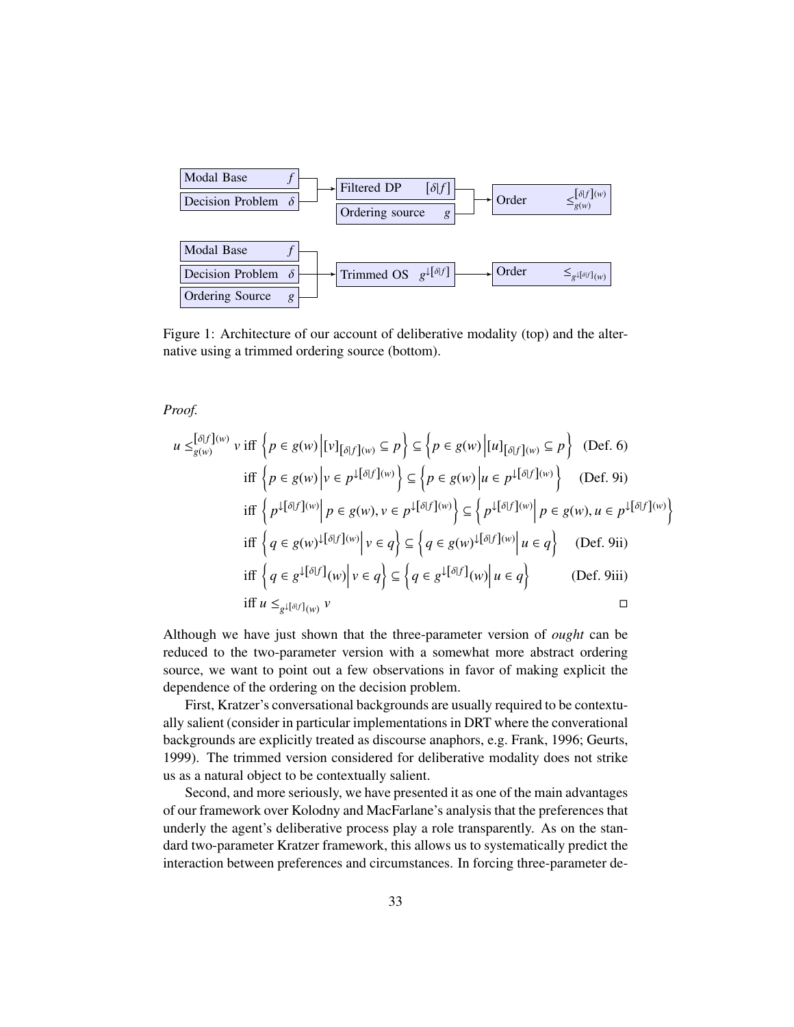Figure 1: Architecture of our account of deliberative modality (top) and the alternative using a trimmed ordering source (bottom).

*Proof.*

$$
\begin{aligned}
u \leq_{g(w)}^{[\delta|f](w)} v \text{ iff } & \left\{ p \in g(w) \middle| [v]_{[\delta|f](w)} \subseteq p \right\} \subseteq \left\{ p \in g(w) \middle| [u]_{[\delta|f](w)} \subseteq p \right\} \quad \text{(Def. 6)} \\
\text{iff } & \left\{ p \in g(w) \middle| v \in p^{\downarrow[\delta|f](w)} \right\} \subseteq \left\{ p \in g(w) \middle| u \in p^{\downarrow[\delta|f](w)} \right\} \quad \text{(Def. 9i)} \\
\text{iff } & \left\{ p^{\downarrow[\delta|f](w)} \middle| p \in g(w), v \in p^{\downarrow[\delta|f](w)} \right\} \subseteq \left\{ p^{\downarrow[\delta|f](w)} \middle| p \in g(w), u \in p^{\downarrow[\delta|f](w)} \right\} \\
\text{iff } & \left\{ q \in g(w)^{\downarrow[\delta|f](w)} \middle| v \in q \right\} \subseteq \left\{ q \in g(w)^{\downarrow[\delta|f](w)} \middle| u \in q \right\} \quad \text{(Def. 9ii)} \\
\text{iff } & \left\{ q \in g^{\downarrow[\delta|f]}(w) \middle| v \in q \right\} \subseteq \left\{ q \in g^{\downarrow[\delta|f]}(w) \middle| u \in q \right\} \quad \text{(Def. 9iii)} \\
\text{iff } & u \leq_{g^{\downarrow[\delta|f]}(w)} v
\end{aligned}
$$

□

Although we have just shown that the three-parameter version of *ought* can be reduced to the two-parameter version with a somewhat more abstract ordering source, we want to point out a few observations in favor of making explicit the dependence of the ordering on the decision problem.

First, Kratzer's conversational backgrounds are usually required to be contextually salient (consider in particular implementations in DRT where the converational backgrounds are explicitly treated as discourse anaphors, e.g. Frank, 1996; Geurts, 1999). The trimmed version considered for deliberative modality does not strike us as a natural object to be contextually salient.

Second, and more seriously, we have presented it as one of the main advantages of our framework over Kolodny and MacFarlane's analysis that the preferences that underly the agent's deliberative process play a role transparently. As on the standard two-parameter Kratzer framework, this allows us to systematically predict the interaction between preferences and circumstances. In forcing three-parameter de-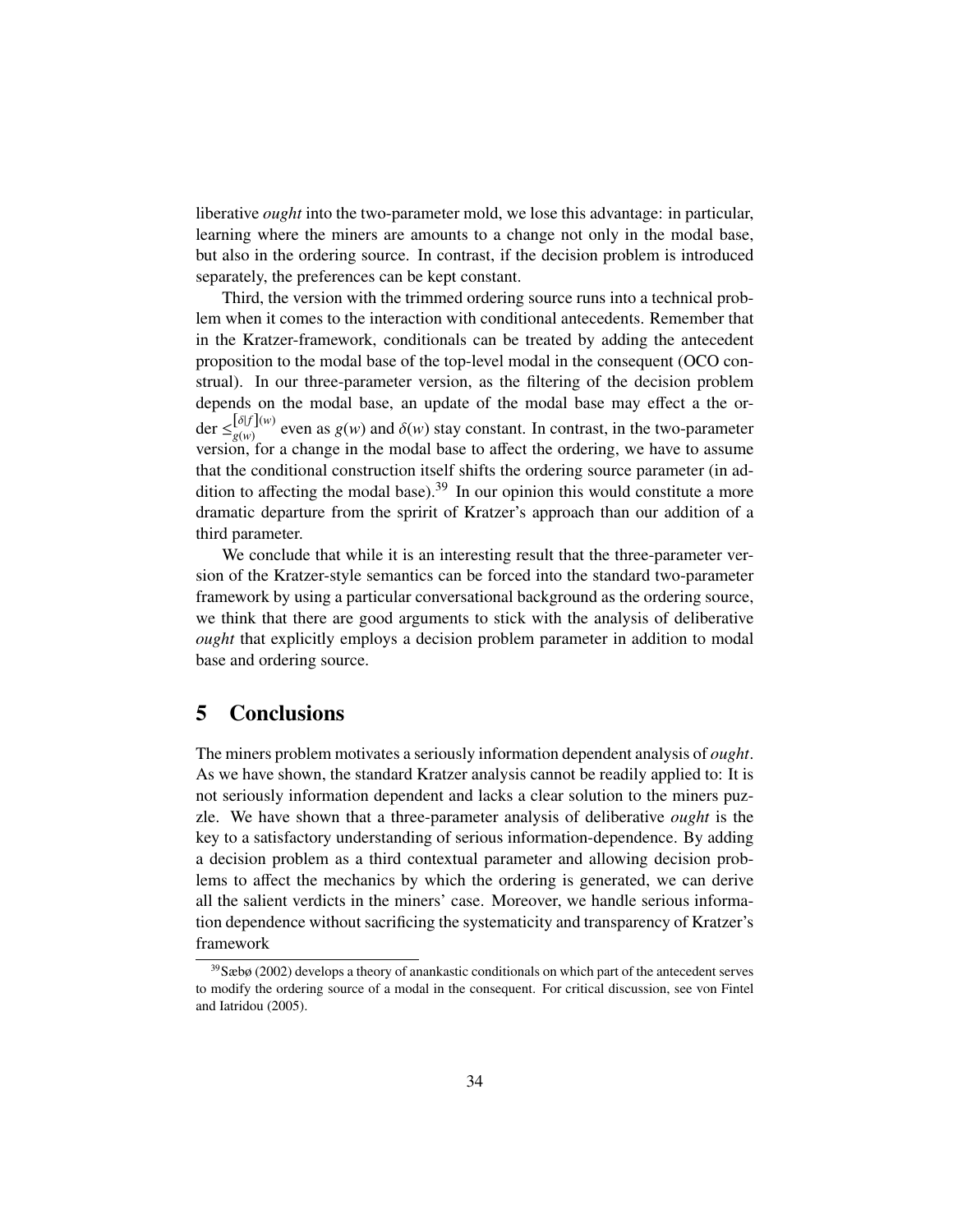liberative *ought* into the two-parameter mold, we lose this advantage: in particular, learning where the miners are amounts to a change not only in the modal base, but also in the ordering source. In contrast, if the decision problem is introduced separately, the preferences can be kept constant.

Third, the version with the trimmed ordering source runs into a technical problem when it comes to the interaction with conditional antecedents. Remember that in the Kratzer-framework, conditionals can be treated by adding the antecedent proposition to the modal base of the top-level modal in the consequent (OCO construal). In our three-parameter version, as the filtering of the decision problem depends on the modal base, an update of the modal base may effect a the order $\leq_{g(w)}^{[\delta|f](w)}$ even as $g(w)$ and $\delta(w)$ stay constant. In contrast, in the two-parameter version, for a change in the modal base to affect the ordering, we have to assume that the conditional construction itself shifts the ordering source parameter (in addition to affecting the modal base).[39] In our opinion this would constitute a more dramatic departure from the spririt of Kratzer's approach than our addition of a third parameter.

We conclude that while it is an interesting result that the three-parameter version of the Kratzer-style semantics can be forced into the standard two-parameter framework by using a particular conversational background as the ordering source, we think that there are good arguments to stick with the analysis of deliberative *ought* that explicitly employs a decision problem parameter in addition to modal base and ordering source.

# 5 Conclusions

The miners problem motivates a seriously information dependent analysis of *ought*. As we have shown, the standard Kratzer analysis cannot be readily applied to: It is not seriously information dependent and lacks a clear solution to the miners puzzle. We have shown that a three-parameter analysis of deliberative *ought* is the key to a satisfactory understanding of serious information-dependence. By adding a decision problem as a third contextual parameter and allowing decision problems to affect the mechanics by which the ordering is generated, we can derive all the salient verdicts in the miners' case. Moreover, we handle serious information dependence without sacrificing the systematicity and transparency of Kratzer's framework

[39] Sæbø (2002) develops a theory of anankastic conditionals on which part of the antecedent serves to modify the ordering source of a modal in the consequent. For critical discussion, see von Fintel and Iatridou (2005).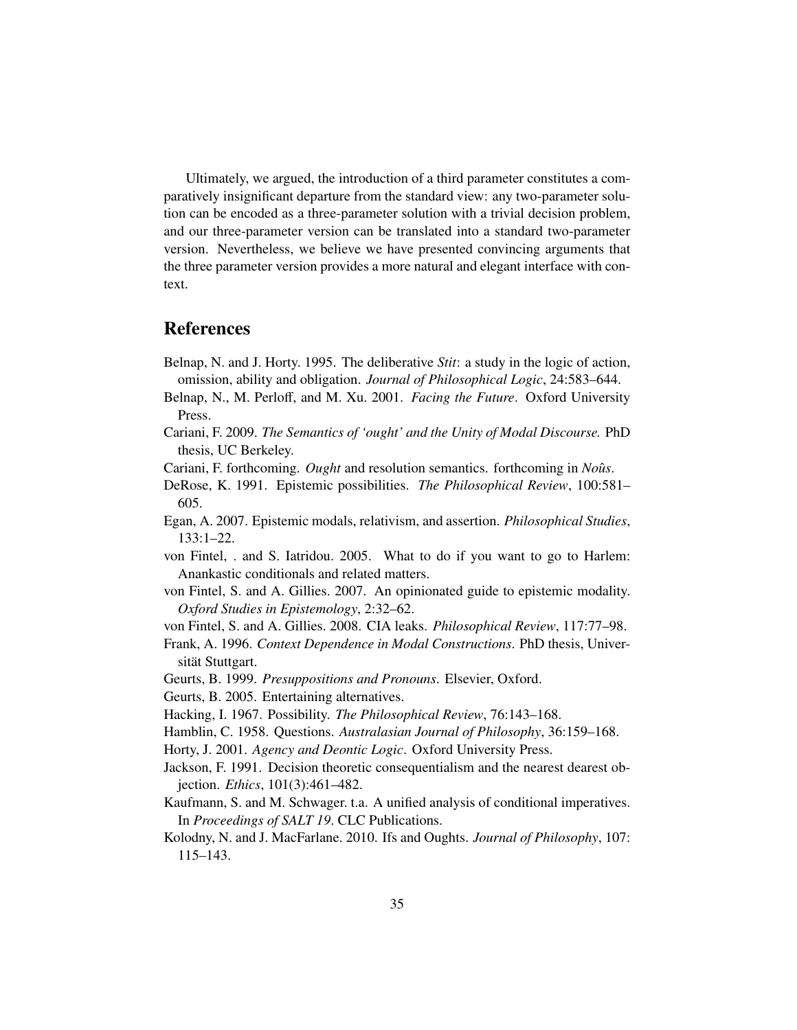Ultimately, we argued, the introduction of a third parameter constitutes a comparatively insignificant departure from the standard view: any two-parameter solution can be encoded as a three-parameter solution with a trivial decision problem, and our three-parameter version can be translated into a standard two-parameter version. Nevertheless, we believe we have presented convincing arguments that the three parameter version provides a more natural and elegant interface with context.

## References

Belnap, N. and J. Horty. 1995. The deliberative *Stit*: a study in the logic of action, omission, ability and obligation. *Journal of Philosophical Logic*, 24:583–644.

Belnap, N., M. Perloff, and M. Xu. 2001. *Facing the Future*. Oxford University Press.

Cariani, F. 2009. *The Semantics of 'ought' and the Unity of Modal Discourse.* PhD thesis, UC Berkeley.

Cariani, F. forthcoming. *Ought* and resolution semantics. forthcoming in *Noûs*.

DeRose, K. 1991. Epistemic possibilities. *The Philosophical Review*, 100:581–605.

Egan, A. 2007. Epistemic modals, relativism, and assertion. *Philosophical Studies*, 133:1–22.

von Fintel, . and S. Iatridou. 2005. What to do if you want to go to Harlem: Anankastic conditionals and related matters.

von Fintel, S. and A. Gillies. 2007. An opinionated guide to epistemic modality. *Oxford Studies in Epistemology*, 2:32–62.

von Fintel, S. and A. Gillies. 2008. CIA leaks. *Philosophical Review*, 117:77–98.

Frank, A. 1996. *Context Dependence in Modal Constructions*. PhD thesis, Universität Stuttgart.

Geurts, B. 1999. *Presuppositions and Pronouns*. Elsevier, Oxford.

Geurts, B. 2005. Entertaining alternatives.

Hacking, I. 1967. Possibility. *The Philosophical Review*, 76:143–168.

Hamblin, C. 1958. Questions. *Australasian Journal of Philosophy*, 36:159–168.

Horty, J. 2001. *Agency and Deontic Logic*. Oxford University Press.

Jackson, F. 1991. Decision theoretic consequentialism and the nearest dearest objection. *Ethics*, 101(3):461–482.

Kaufmann, S. and M. Schwager. t.a. A unified analysis of conditional imperatives. In *Proceedings of SALT 19*. CLC Publications.

Kolodny, N. and J. MacFarlane. 2010. Ifs and Oughts. *Journal of Philosophy*, 107: 115–143.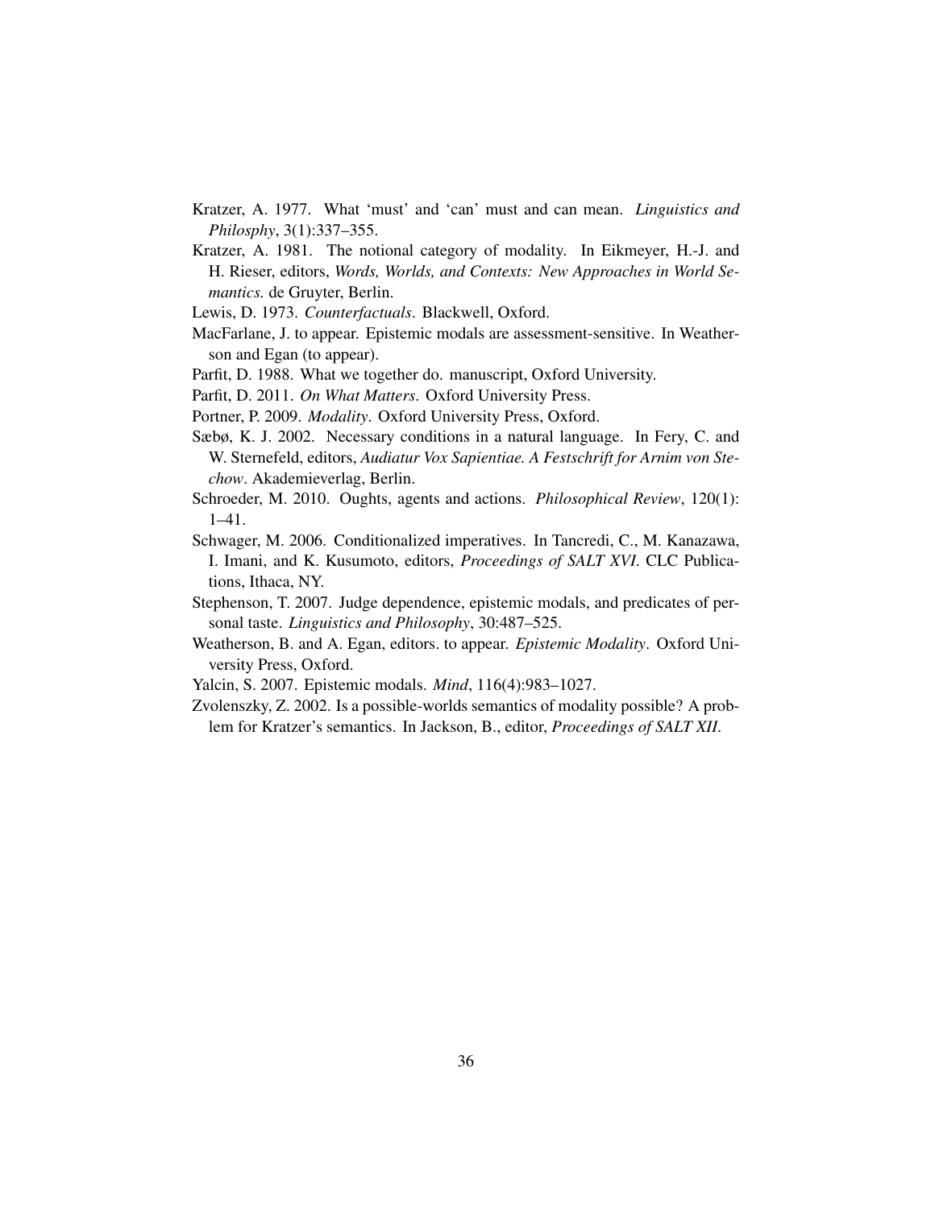Kratzer, A. 1977. What 'must' and 'can' must and can mean. *Linguistics and Philosphy*, 3(1):337–355.

Kratzer, A. 1981. The notional category of modality. In Eikmeyer, H.-J. and H. Rieser, editors, *Words, Worlds, and Contexts: New Approaches in World Semantics.* de Gruyter, Berlin.

Lewis, D. 1973. *Counterfactuals*. Blackwell, Oxford.

MacFarlane, J. to appear. Epistemic modals are assessment-sensitive. In Weatherson and Egan (to appear).

Parfit, D. 1988. What we together do. manuscript, Oxford University.

Parfit, D. 2011. *On What Matters*. Oxford University Press.

Portner, P. 2009. *Modality*. Oxford University Press, Oxford.

Sæbø, K. J. 2002. Necessary conditions in a natural language. In Fery, C. and W. Sternefeld, editors, *Audiatur Vox Sapientiae. A Festschrift for Arnim von Stechow*. Akademieverlag, Berlin.

Schroeder, M. 2010. Oughts, agents and actions. *Philosophical Review*, 120(1): 1–41.

Schwager, M. 2006. Conditionalized imperatives. In Tancredi, C., M. Kanazawa, I. Imani, and K. Kusumoto, editors, *Proceedings of SALT XVI*. CLC Publications, Ithaca, NY.

Stephenson, T. 2007. Judge dependence, epistemic modals, and predicates of personal taste. *Linguistics and Philosophy*, 30:487–525.

Weatherson, B. and A. Egan, editors. to appear. *Epistemic Modality*. Oxford University Press, Oxford.

Yalcin, S. 2007. Epistemic modals. *Mind*, 116(4):983–1027.

Zvolenszky, Z. 2002. Is a possible-worlds semantics of modality possible? A problem for Kratzer's semantics. In Jackson, B., editor, *Proceedings of SALT XII*.